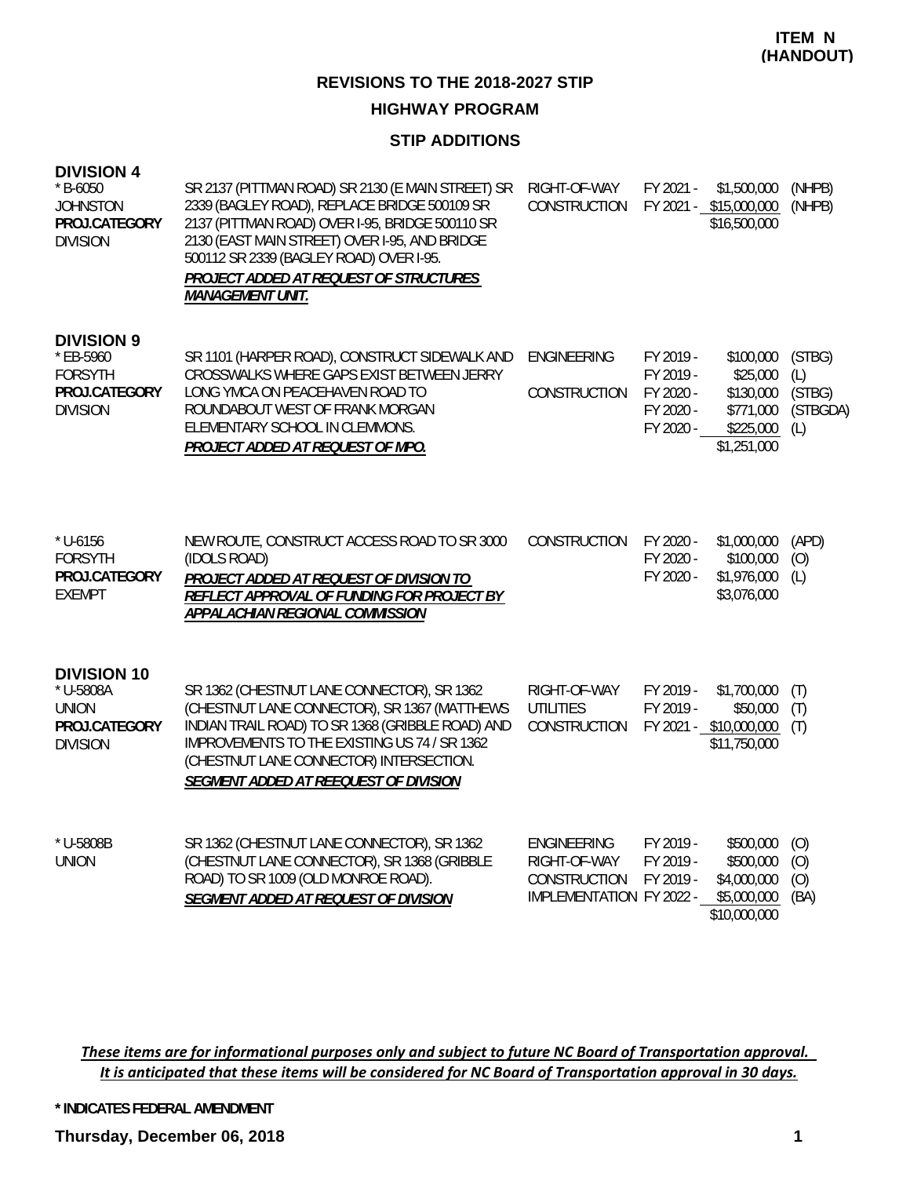**ITEM N (HANDOUT)**

## REVISIONS TO THE 2018-2027 STIP

### HIGHWAY PROGRAM

### STIP ADDITIONS

**DIVISION 4**

| Project | Description | Work Type | FY | Amount | Fund |
|---|---|---|---|---|---|
| * B-6050<br>JOHNSTON<br>**PROJ.CATEGORY**<br>DIVISION | SR 2137 (PITTMAN ROAD) SR 2130 (E MAIN STREET) SR 2339 (BAGLEY ROAD), REPLACE BRIDGE 500109 SR 2137 (PITTMAN ROAD) OVER I-95, BRIDGE 500110 SR 2130 (EAST MAIN STREET) OVER I-95, AND BRIDGE 500112 SR 2339 (BAGLEY ROAD) OVER I-95.<br>***PROJECT ADDED AT REQUEST OF STRUCTURES MANAGEMENT UNIT.*** | RIGHT-OF-WAY | FY 2021 - | $1,500,000 | (NHPB) |
| | | CONSTRUCTION | FY 2021 - | $15,000,000 | (NHPB) |
| | | | | $16,500,000 | |

**DIVISION 9**

| Project | Description | Work Type | FY | Amount | Fund |
|---|---|---|---|---|---|
| * EB-5960<br>FORSYTH<br>**PROJ.CATEGORY**<br>DIVISION | SR 1101 (HARPER ROAD), CONSTRUCT SIDEWALK AND CROSSWALKS WHERE GAPS EXIST BETWEEN JERRY LONG YMCA ON PEACEHAVEN ROAD TO ROUNDABOUT WEST OF FRANK MORGAN ELEMENTARY SCHOOL IN CLEMMONS.<br>***PROJECT ADDED AT REQUEST OF MPO.*** | ENGINEERING | FY 2019 - | $100,000 | (STBG) |
| | | | FY 2019 - | $25,000 | (L) |
| | | CONSTRUCTION | FY 2020 - | $130,000 | (STBG) |
| | | | FY 2020 - | $771,000 | (STBGDA) |
| | | | FY 2020 - | $225,000 | (L) |
| | | | | $1,251,000 | |
| * U-6156<br>FORSYTH<br>**PROJ.CATEGORY**<br>EXEMPT | NEW ROUTE, CONSTRUCT ACCESS ROAD TO SR 3000 (IDOLS ROAD)<br>***PROJECT ADDED AT REQUEST OF DIVISION TO REFLECT APPROVAL OF FUNDING FOR PROJECT BY APPALACHIAN REGIONAL COMMISSION*** | CONSTRUCTION | FY 2020 - | $1,000,000 | (APD) |
| | | | FY 2020 - | $100,000 | (O) |
| | | | FY 2020 - | $1,976,000 | (L) |
| | | | | $3,076,000 | |

**DIVISION 10**

| Project | Description | Work Type | FY | Amount | Fund |
|---|---|---|---|---|---|
| * U-5808A<br>UNION<br>**PROJ.CATEGORY**<br>DIVISION | SR 1362 (CHESTNUT LANE CONNECTOR), SR 1362 (CHESTNUT LANE CONNECTOR), SR 1367 (MATTHEWS INDIAN TRAIL ROAD) TO SR 1368 (GRIBBLE ROAD) AND IMPROVEMENTS TO THE EXISTING US 74 / SR 1362 (CHESTNUT LANE CONNECTOR) INTERSECTION.<br>***SEGMENT ADDED AT REEQUEST OF DIVISION*** | RIGHT-OF-WAY | FY 2019 - | $1,700,000 | (T) |
| | | UTILITIES | FY 2019 - | $50,000 | (T) |
| | | CONSTRUCTION | FY 2021 - | $10,000,000 | (T) |
| | | | | $11,750,000 | |
| * U-5808B<br>UNION | SR 1362 (CHESTNUT LANE CONNECTOR), SR 1362 (CHESTNUT LANE CONNECTOR), SR 1368 (GRIBBLE ROAD) TO SR 1009 (OLD MONROE ROAD).<br>***SEGMENT ADDED AT REQUEST OF DIVISION*** | ENGINEERING | FY 2019 - | $500,000 | (O) |
| | | RIGHT-OF-WAY | FY 2019 - | $500,000 | (O) |
| | | CONSTRUCTION | FY 2019 - | $4,000,000 | (O) |
| | | IMPLEMENTATION | FY 2022 - | $5,000,000 | (BA) |
| | | | | $10,000,000 | |

*These items are for informational purposes only and subject to future NC Board of Transportation approval. It is anticipated that these items will be considered for NC Board of Transportation approval in 30 days.*

**\* INDICATES FEDERAL AMENDMENT**

**Thursday, December 06, 2018**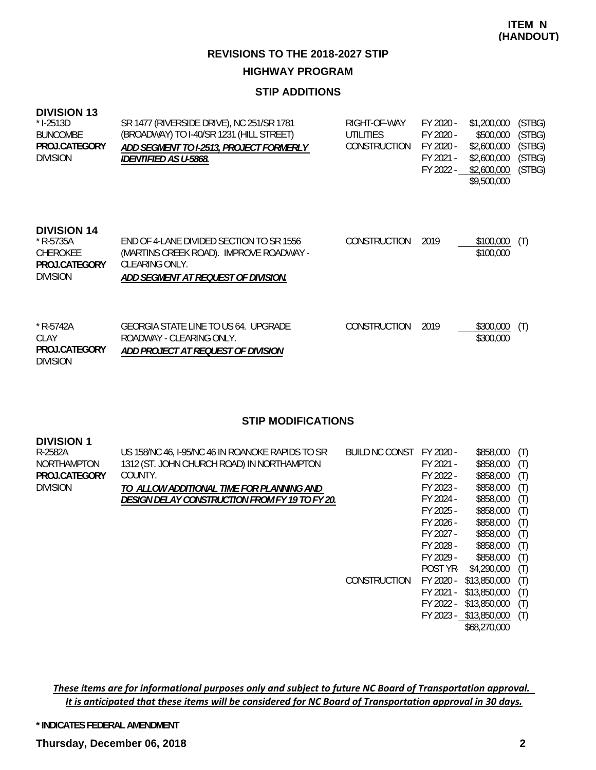**ITEM N (HANDOUT)**

## REVISIONS TO THE 2018-2027 STIP

### HIGHWAY PROGRAM

### STIP ADDITIONS

**DIVISION 13**

| Project | Description | Work | Year | Amount | Fund |
|---|---|---|---|---|---|
| * I-2513D<br>BUNCOMBE<br>**PROJ.CATEGORY**<br>DIVISION | SR 1477 (RIVERSIDE DRIVE), NC 251/SR 1781 (BROADWAY) TO I-40/SR 1231 (HILL STREET)<br>***ADD SEGMENT TO I-2513, PROJECT FORMERLY IDENTIFIED AS U-5868.*** | RIGHT-OF-WAY | FY 2020 - | $1,200,000 | (STBG) |
| | | UTILITIES | FY 2020 - | $500,000 | (STBG) |
| | | CONSTRUCTION | FY 2020 - | $2,600,000 | (STBG) |
| | | | FY 2021 - | $2,600,000 | (STBG) |
| | | | FY 2022 - | $2,600,000 | (STBG) |
| | | | | $9,500,000 | |

**DIVISION 14**

| Project | Description | Work | Year | Amount | Fund |
|---|---|---|---|---|---|
| * R-5735A<br>CHEROKEE<br>**PROJ.CATEGORY**<br>DIVISION | END OF 4-LANE DIVIDED SECTION TO SR 1556 (MARTINS CREEK ROAD). IMPROVE ROADWAY - CLEARING ONLY.<br>***ADD SEGMENT AT REQUEST OF DIVISION.*** | CONSTRUCTION | 2019 | $100,000 | (T) |
| | | | | $100,000 | |
| * R-5742A<br>CLAY<br>**PROJ.CATEGORY**<br>DIVISION | GEORGIA STATE LINE TO US 64. UPGRADE ROADWAY - CLEARING ONLY.<br>***ADD PROJECT AT REQUEST OF DIVISION*** | CONSTRUCTION | 2019 | $300,000 | (T) |
| | | | | $300,000 | |

### STIP MODIFICATIONS

**DIVISION 1**

| Project | Description | Work | Year | Amount | Fund |
|---|---|---|---|---|---|
| R-2582A<br>NORTHAMPTON<br>**PROJ.CATEGORY**<br>DIVISION | US 158/NC 46, I-95/NC 46 IN ROANOKE RAPIDS TO SR 1312 (ST. JOHN CHURCH ROAD) IN NORTHAMPTON COUNTY.<br>***TO ALLOW ADDITIONAL TIME FOR PLANNING AND DESIGN DELAY CONSTRUCTION FROM FY 19 TO FY 20.*** | BUILD NC CONST | FY 2020 - | $858,000 | (T) |
| | | | FY 2021 - | $858,000 | (T) |
| | | | FY 2022 - | $858,000 | (T) |
| | | | FY 2023 - | $858,000 | (T) |
| | | | FY 2024 - | $858,000 | (T) |
| | | | FY 2025 - | $858,000 | (T) |
| | | | FY 2026 - | $858,000 | (T) |
| | | | FY 2027 - | $858,000 | (T) |
| | | | FY 2028 - | $858,000 | (T) |
| | | | FY 2029 - | $858,000 | (T) |
| | | | POST YR- | $4,290,000 | (T) |
| | | CONSTRUCTION | FY 2020 - | $13,850,000 | (T) |
| | | | FY 2021 - | $13,850,000 | (T) |
| | | | FY 2022 - | $13,850,000 | (T) |
| | | | FY 2023 - | $13,850,000 | (T) |
| | | | | $68,270,000 | |

*These items are for informational purposes only and subject to future NC Board of Transportation approval. It is anticipated that these items will be considered for NC Board of Transportation approval in 30 days.*

**\* INDICATES FEDERAL AMENDMENT**

**Thursday, December 06, 2018**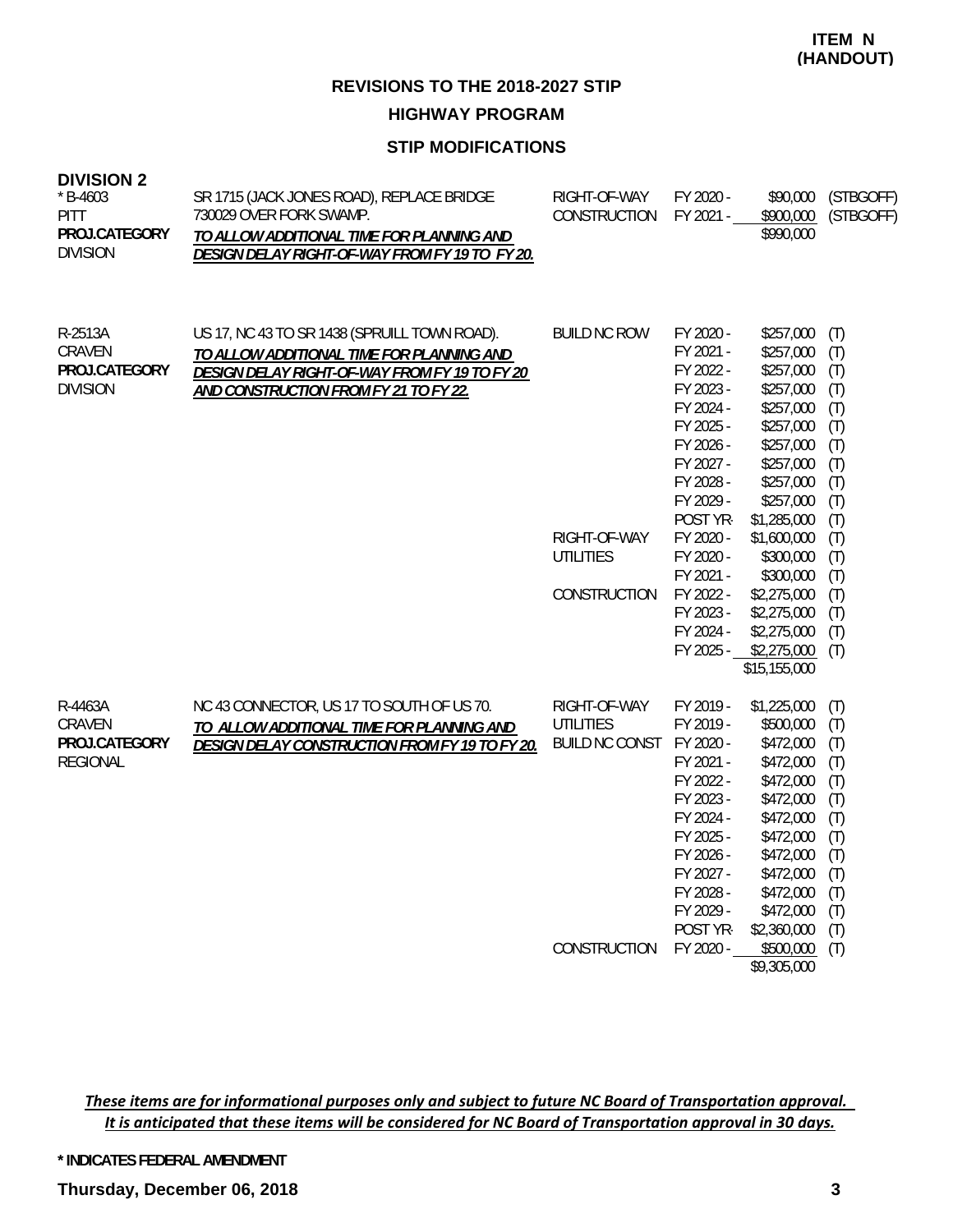**ITEM N (HANDOUT)**

## REVISIONS TO THE 2018-2027 STIP

### HIGHWAY PROGRAM

### STIP MODIFICATIONS

**DIVISION 2**

| Project | Description | Work Type | Fiscal Year | Amount | Source |
|---|---|---|---|---|---|
| * B-4603<br>PITT<br>**PROJ.CATEGORY**<br>DIVISION | SR 1715 (JACK JONES ROAD), REPLACE BRIDGE 730029 OVER FORK SWAMP.<br>***TO ALLOW ADDITIONAL TIME FOR PLANNING AND DESIGN DELAY RIGHT-OF-WAY FROM FY 19 TO FY 20.*** | RIGHT-OF-WAY | FY 2020 - | $90,000 | (STBGOFF) |
| | | CONSTRUCTION | FY 2021 - | $900,000 | (STBGOFF) |
| | | | | $990,000 | |
| R-2513A<br>CRAVEN<br>**PROJ.CATEGORY**<br>DIVISION | US 17, NC 43 TO SR 1438 (SPRUILL TOWN ROAD).<br>***TO ALLOW ADDITIONAL TIME FOR PLANNING AND DESIGN DELAY RIGHT-OF-WAY FROM FY 19 TO FY 20 AND CONSTRUCTION FROM FY 21 TO FY 22.*** | BUILD NC ROW | FY 2020 - | $257,000 | (T) |
| | | | FY 2021 - | $257,000 | (T) |
| | | | FY 2022 - | $257,000 | (T) |
| | | | FY 2023 - | $257,000 | (T) |
| | | | FY 2024 - | $257,000 | (T) |
| | | | FY 2025 - | $257,000 | (T) |
| | | | FY 2026 - | $257,000 | (T) |
| | | | FY 2027 - | $257,000 | (T) |
| | | | FY 2028 - | $257,000 | (T) |
| | | | FY 2029 - | $257,000 | (T) |
| | | | POST YR- | $1,285,000 | (T) |
| | | RIGHT-OF-WAY | FY 2020 - | $1,600,000 | (T) |
| | | UTILITIES | FY 2020 - | $300,000 | (T) |
| | | | FY 2021 - | $300,000 | (T) |
| | | CONSTRUCTION | FY 2022 - | $2,275,000 | (T) |
| | | | FY 2023 - | $2,275,000 | (T) |
| | | | FY 2024 - | $2,275,000 | (T) |
| | | | FY 2025 - | $2,275,000 | (T) |
| | | | | $15,155,000 | |
| R-4463A<br>CRAVEN<br>**PROJ.CATEGORY**<br>REGIONAL | NC 43 CONNECTOR, US 17 TO SOUTH OF US 70.<br>***TO ALLOW ADDITIONAL TIME FOR PLANNING AND DESIGN DELAY CONSTRUCTION FROM FY 19 TO FY 20.*** | RIGHT-OF-WAY | FY 2019 - | $1,225,000 | (T) |
| | | UTILITIES | FY 2019 - | $500,000 | (T) |
| | | BUILD NC CONST | FY 2020 - | $472,000 | (T) |
| | | | FY 2021 - | $472,000 | (T) |
| | | | FY 2022 - | $472,000 | (T) |
| | | | FY 2023 - | $472,000 | (T) |
| | | | FY 2024 - | $472,000 | (T) |
| | | | FY 2025 - | $472,000 | (T) |
| | | | FY 2026 - | $472,000 | (T) |
| | | | FY 2027 - | $472,000 | (T) |
| | | | FY 2028 - | $472,000 | (T) |
| | | | FY 2029 - | $472,000 | (T) |
| | | | POST YR- | $2,360,000 | (T) |
| | | CONSTRUCTION | FY 2020 - | $500,000 | (T) |
| | | | | $9,305,000 | |

*These items are for informational purposes only and subject to future NC Board of Transportation approval. It is anticipated that these items will be considered for NC Board of Transportation approval in 30 days.*

**\* INDICATES FEDERAL AMENDMENT**

**Thursday, December 06, 2018**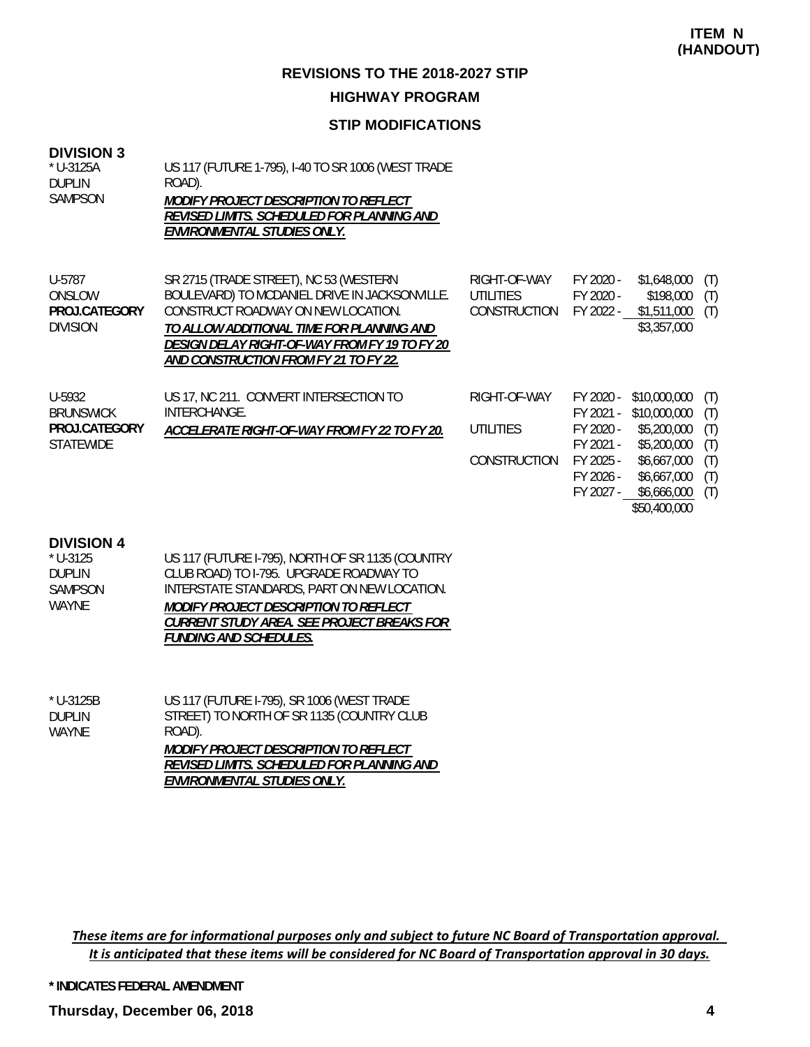**ITEM N (HANDOUT)**

## REVISIONS TO THE 2018-2027 STIP

### HIGHWAY PROGRAM

### STIP MODIFICATIONS

**DIVISION 3**

| Project | Description | Phase | FY | Amount | |
|---|---|---|---|---|---|
| * U-3125A<br>DUPLIN<br>SAMPSON | US 117 (FUTURE 1-795), I-40 TO SR 1006 (WEST TRADE ROAD).<br>***MODIFY PROJECT DESCRIPTION TO REFLECT REVISED LIMITS. SCHEDULED FOR PLANNING AND ENVIRONMENTAL STUDIES ONLY.*** | | | | |
| U-5787<br>ONSLOW<br>**PROJ.CATEGORY**<br>DIVISION | SR 2715 (TRADE STREET), NC 53 (WESTERN BOULEVARD) TO MCDANIEL DRIVE IN JACKSONVILLE. CONSTRUCT ROADWAY ON NEW LOCATION.<br>***TO ALLOW ADDITIONAL TIME FOR PLANNING AND DESIGN DELAY RIGHT-OF-WAY FROM FY 19 TO FY 20 AND CONSTRUCTION FROM FY 21 TO FY 22.*** | RIGHT-OF-WAY | FY 2020 - | $1,648,000 | (T) |
| | | UTILITIES | FY 2020 - | $198,000 | (T) |
| | | CONSTRUCTION | FY 2022 - | $1,511,000 | (T) |
| | | | | $3,357,000 | |
| U-5932<br>BRUNSWICK<br>**PROJ.CATEGORY**<br>STATEWIDE | US 17, NC 211. CONVERT INTERSECTION TO INTERCHANGE.<br>***ACCELERATE RIGHT-OF-WAY FROM FY 22 TO FY 20.*** | RIGHT-OF-WAY | FY 2020 - | $10,000,000 | (T) |
| | | | FY 2021 - | $10,000,000 | (T) |
| | | UTILITIES | FY 2020 - | $5,200,000 | (T) |
| | | | FY 2021 - | $5,200,000 | (T) |
| | | CONSTRUCTION | FY 2025 - | $6,667,000 | (T) |
| | | | FY 2026 - | $6,667,000 | (T) |
| | | | FY 2027 - | $6,666,000 | (T) |
| | | | | $50,400,000 | |

**DIVISION 4**

| Project | Description |
|---|---|
| * U-3125<br>DUPLIN<br>SAMPSON<br>WAYNE | US 117 (FUTURE I-795), NORTH OF SR 1135 (COUNTRY CLUB ROAD) TO I-795. UPGRADE ROADWAY TO INTERSTATE STANDARDS, PART ON NEW LOCATION.<br>***MODIFY PROJECT DESCRIPTION TO REFLECT CURRENT STUDY AREA. SEE PROJECT BREAKS FOR FUNDING AND SCHEDULES.*** |
| * U-3125B<br>DUPLIN<br>WAYNE | US 117 (FUTURE I-795), SR 1006 (WEST TRADE STREET) TO NORTH OF SR 1135 (COUNTRY CLUB ROAD).<br>***MODIFY PROJECT DESCRIPTION TO REFLECT REVISED LIMITS. SCHEDULED FOR PLANNING AND ENVIRONMENTAL STUDIES ONLY.*** |

*These items are for informational purposes only and subject to future NC Board of Transportation approval. It is anticipated that these items will be considered for NC Board of Transportation approval in 30 days.*

**\* INDICATES FEDERAL AMENDMENT**

**Thursday, December 06, 2018**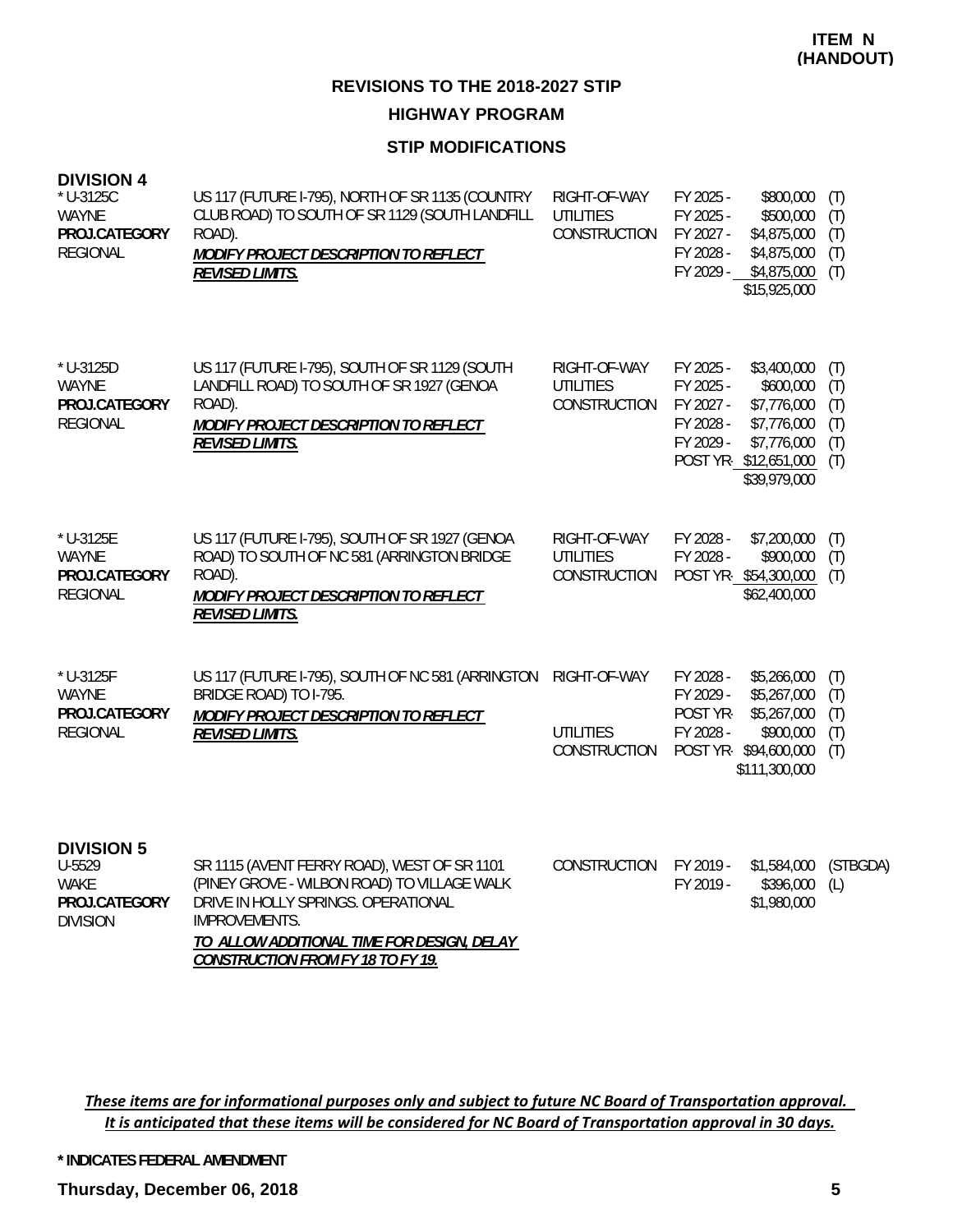**ITEM N (HANDOUT)**

# REVISIONS TO THE 2018-2027 STIP

## HIGHWAY PROGRAM

### STIP MODIFICATIONS

## DIVISION 4

| Project | Description | Phase | Year | Amount | Fund |
|---|---|---|---|---|---|
| * U-3125C<br>WAYNE<br>**PROJ.CATEGORY**<br>REGIONAL | US 117 (FUTURE I-795), NORTH OF SR 1135 (COUNTRY CLUB ROAD) TO SOUTH OF SR 1129 (SOUTH LANDFILL ROAD).<br>***MODIFY PROJECT DESCRIPTION TO REFLECT REVISED LIMITS.*** | RIGHT-OF-WAY | FY 2025 - | $800,000 | (T) |
| | | UTILITIES | FY 2025 - | $500,000 | (T) |
| | | CONSTRUCTION | FY 2027 - | $4,875,000 | (T) |
| | | | FY 2028 - | $4,875,000 | (T) |
| | | | FY 2029 - | $4,875,000 | (T) |
| | | | | $15,925,000 | |
| * U-3125D<br>WAYNE<br>**PROJ.CATEGORY**<br>REGIONAL | US 117 (FUTURE I-795), SOUTH OF SR 1129 (SOUTH LANDFILL ROAD) TO SOUTH OF SR 1927 (GENOA ROAD).<br>***MODIFY PROJECT DESCRIPTION TO REFLECT REVISED LIMITS.*** | RIGHT-OF-WAY | FY 2025 - | $3,400,000 | (T) |
| | | UTILITIES | FY 2025 - | $600,000 | (T) |
| | | CONSTRUCTION | FY 2027 - | $7,776,000 | (T) |
| | | | FY 2028 - | $7,776,000 | (T) |
| | | | FY 2029 - | $7,776,000 | (T) |
| | | | POST YR- | $12,651,000 | (T) |
| | | | | $39,979,000 | |
| * U-3125E<br>WAYNE<br>**PROJ.CATEGORY**<br>REGIONAL | US 117 (FUTURE I-795), SOUTH OF SR 1927 (GENOA ROAD) TO SOUTH OF NC 581 (ARRINGTON BRIDGE ROAD).<br>***MODIFY PROJECT DESCRIPTION TO REFLECT REVISED LIMITS.*** | RIGHT-OF-WAY | FY 2028 - | $7,200,000 | (T) |
| | | UTILITIES | FY 2028 - | $900,000 | (T) |
| | | CONSTRUCTION | POST YR- | $54,300,000 | (T) |
| | | | | $62,400,000 | |
| * U-3125F<br>WAYNE<br>**PROJ.CATEGORY**<br>REGIONAL | US 117 (FUTURE I-795), SOUTH OF NC 581 (ARRINGTON BRIDGE ROAD) TO I-795.<br>***MODIFY PROJECT DESCRIPTION TO REFLECT REVISED LIMITS.*** | RIGHT-OF-WAY | FY 2028 - | $5,266,000 | (T) |
| | | | FY 2029 - | $5,267,000 | (T) |
| | | | POST YR- | $5,267,000 | (T) |
| | | UTILITIES | FY 2028 - | $900,000 | (T) |
| | | CONSTRUCTION | POST YR- | $94,600,000 | (T) |
| | | | | $111,300,000 | |

## DIVISION 5

| Project | Description | Phase | Year | Amount | Fund |
|---|---|---|---|---|---|
| U-5529<br>WAKE<br>**PROJ.CATEGORY**<br>DIVISION | SR 1115 (AVENT FERRY ROAD), WEST OF SR 1101 (PINEY GROVE - WILBON ROAD) TO VILLAGE WALK DRIVE IN HOLLY SPRINGS. OPERATIONAL IMPROVEMENTS.<br>***TO ALLOW ADDITIONAL TIME FOR DESIGN, DELAY CONSTRUCTION FROM FY 18 TO FY 19.*** | CONSTRUCTION | FY 2019 - | $1,584,000 | (STBGDA) |
| | | | FY 2019 - | $396,000 | (L) |
| | | | | $1,980,000 | |

*These items are for informational purposes only and subject to future NC Board of Transportation approval. It is anticipated that these items will be considered for NC Board of Transportation approval in 30 days.*

**\* INDICATES FEDERAL AMENDMENT**

**Thursday, December 06, 2018**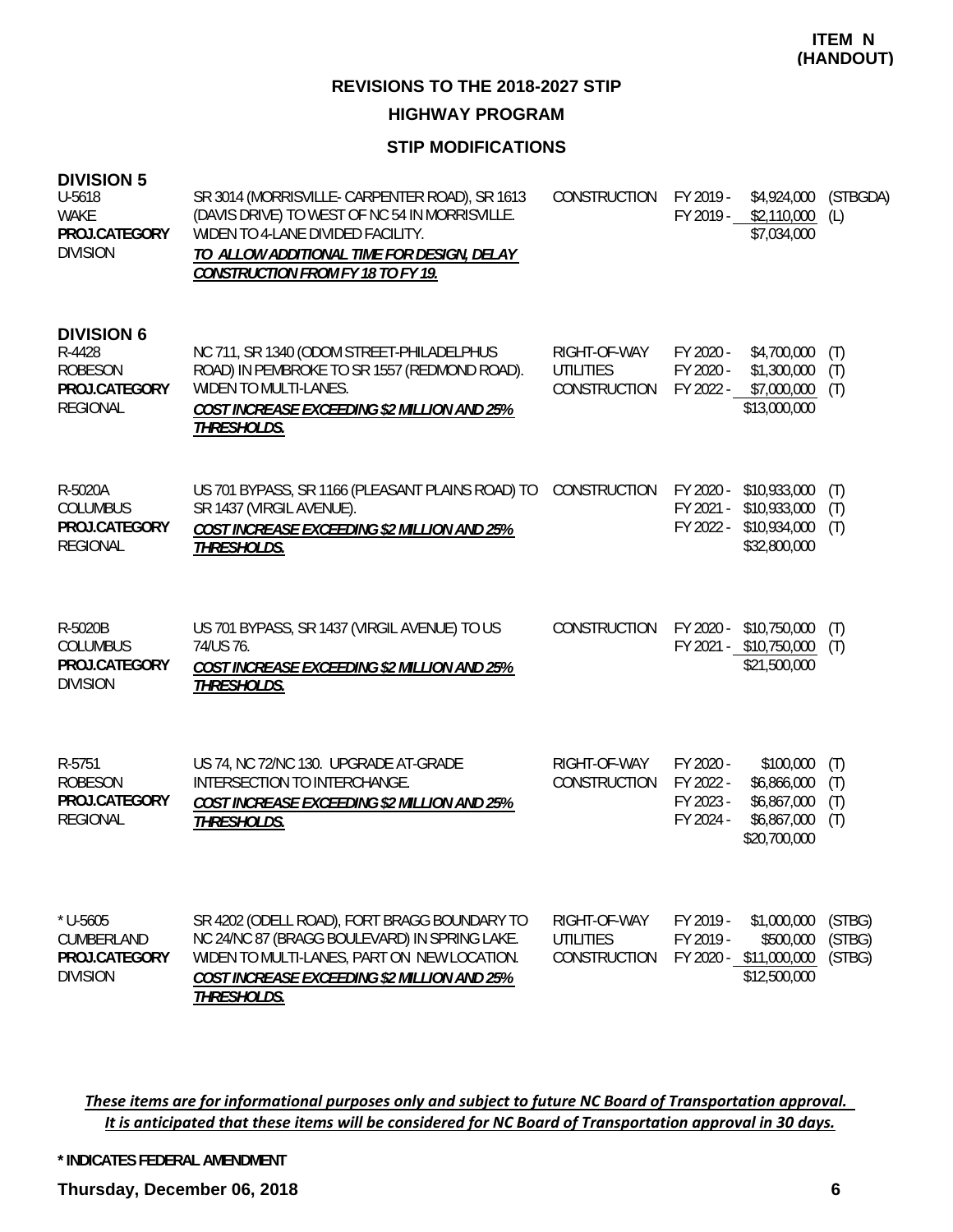**ITEM N (HANDOUT)**

## REVISIONS TO THE 2018-2027 STIP

### HIGHWAY PROGRAM

### STIP MODIFICATIONS

**DIVISION 5**

| Project | Description | Work Type | Fiscal Year | Amount | Fund |
|---|---|---|---|---|---|
| U-5618<br>WAKE<br>**PROJ.CATEGORY**<br>DIVISION | SR 3014 (MORRISVILLE- CARPENTER ROAD), SR 1613 (DAVIS DRIVE) TO WEST OF NC 54 IN MORRISVILLE. WIDEN TO 4-LANE DIVIDED FACILITY.<br>***TO ALLOW ADDITIONAL TIME FOR DESIGN, DELAY CONSTRUCTION FROM FY 18 TO FY 19.*** | CONSTRUCTION | FY 2019 -<br>FY 2019 - | $4,924,000<br>$2,110,000<br>$7,034,000 | (STBGDA)<br>(L) |

**DIVISION 6**

| Project | Description | Work Type | Fiscal Year | Amount | Fund |
|---|---|---|---|---|---|
| R-4428<br>ROBESON<br>**PROJ.CATEGORY**<br>REGIONAL | NC 711, SR 1340 (ODOM STREET-PHILADELPHUS ROAD) IN PEMBROKE TO SR 1557 (REDMOND ROAD). WIDEN TO MULTI-LANES.<br>***COST INCREASE EXCEEDING $2 MILLION AND 25% THRESHOLDS.*** | RIGHT-OF-WAY<br>UTILITIES<br>CONSTRUCTION | FY 2020 -<br>FY 2020 -<br>FY 2022 - | $4,700,000<br>$1,300,000<br>$7,000,000<br>$13,000,000 | (T)<br>(T)<br>(T) |
| R-5020A<br>COLUMBUS<br>**PROJ.CATEGORY**<br>REGIONAL | US 701 BYPASS, SR 1166 (PLEASANT PLAINS ROAD) TO SR 1437 (VIRGIL AVENUE).<br>***COST INCREASE EXCEEDING $2 MILLION AND 25% THRESHOLDS.*** | CONSTRUCTION | FY 2020 -<br>FY 2021 -<br>FY 2022 - | $10,933,000<br>$10,933,000<br>$10,934,000<br>$32,800,000 | (T)<br>(T)<br>(T) |
| R-5020B<br>COLUMBUS<br>**PROJ.CATEGORY**<br>DIVISION | US 701 BYPASS, SR 1437 (VIRGIL AVENUE) TO US 74/US 76.<br>***COST INCREASE EXCEEDING $2 MILLION AND 25% THRESHOLDS.*** | CONSTRUCTION | FY 2020 -<br>FY 2021 - | $10,750,000<br>$10,750,000<br>$21,500,000 | (T)<br>(T) |
| R-5751<br>ROBESON<br>**PROJ.CATEGORY**<br>REGIONAL | US 74, NC 72/NC 130. UPGRADE AT-GRADE INTERSECTION TO INTERCHANGE.<br>***COST INCREASE EXCEEDING $2 MILLION AND 25% THRESHOLDS.*** | RIGHT-OF-WAY<br>CONSTRUCTION | FY 2020 -<br>FY 2022 -<br>FY 2023 -<br>FY 2024 - | $100,000<br>$6,866,000<br>$6,867,000<br>$6,867,000<br>$20,700,000 | (T)<br>(T)<br>(T)<br>(T) |
| * U-5605<br>CUMBERLAND<br>**PROJ.CATEGORY**<br>DIVISION | SR 4202 (ODELL ROAD), FORT BRAGG BOUNDARY TO NC 24/NC 87 (BRAGG BOULEVARD) IN SPRING LAKE. WIDEN TO MULTI-LANES, PART ON NEW LOCATION.<br>***COST INCREASE EXCEEDING $2 MILLION AND 25% THRESHOLDS.*** | RIGHT-OF-WAY<br>UTILITIES<br>CONSTRUCTION | FY 2019 -<br>FY 2019 -<br>FY 2020 - | $1,000,000<br>$500,000<br>$11,000,000<br>$12,500,000 | (STBG)<br>(STBG)<br>(STBG) |

***These items are for informational purposes only and subject to future NC Board of Transportation approval. It is anticipated that these items will be considered for NC Board of Transportation approval in 30 days.***

**\* INDICATES FEDERAL AMENDMENT**

**Thursday, December 06, 2018**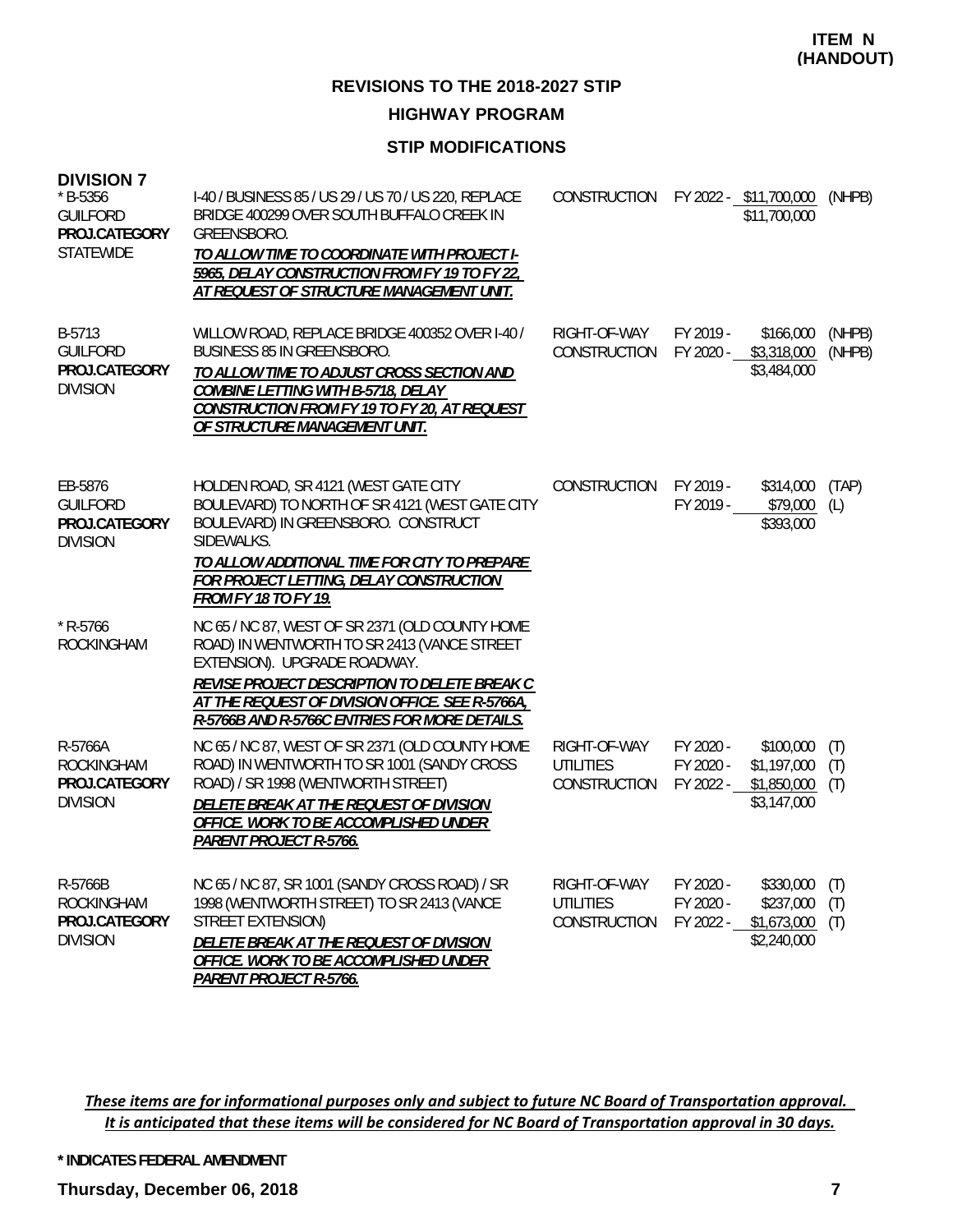**ITEM N (HANDOUT)**

## REVISIONS TO THE 2018-2027 STIP

### HIGHWAY PROGRAM

### STIP MODIFICATIONS

**DIVISION 7**

| Project | Description | Phase | FY / Amount | Source |
|---|---|---|---|---|
| * B-5356<br>GUILFORD<br>**PROJ.CATEGORY**<br>STATEWIDE | I-40 / BUSINESS 85 / US 29 / US 70 / US 220, REPLACE BRIDGE 400299 OVER SOUTH BUFFALO CREEK IN GREENSBORO.<br>***TO ALLOW TIME TO COORDINATE WITH PROJECT I-5965, DELAY CONSTRUCTION FROM FY 19 TO FY 22, AT REQUEST OF STRUCTURE MANAGEMENT UNIT.*** | CONSTRUCTION | FY 2022 - $11,700,000<br>$11,700,000 | (NHPB) |
| B-5713<br>GUILFORD<br>**PROJ.CATEGORY**<br>DIVISION | WILLOW ROAD, REPLACE BRIDGE 400352 OVER I-40 / BUSINESS 85 IN GREENSBORO.<br>***TO ALLOW TIME TO ADJUST CROSS SECTION AND COMBINE LETTING WITH B-5718, DELAY CONSTRUCTION FROM FY 19 TO FY 20, AT REQUEST OF STRUCTURE MANAGEMENT UNIT.*** | RIGHT-OF-WAY<br>CONSTRUCTION | FY 2019 - $166,000<br>FY 2020 - $3,318,000<br>$3,484,000 | (NHPB)<br>(NHPB) |
| EB-5876<br>GUILFORD<br>**PROJ.CATEGORY**<br>DIVISION | HOLDEN ROAD, SR 4121 (WEST GATE CITY BOULEVARD) TO NORTH OF SR 4121 (WEST GATE CITY BOULEVARD) IN GREENSBORO. CONSTRUCT SIDEWALKS.<br>***TO ALLOW ADDITIONAL TIME FOR CITY TO PREPARE FOR PROJECT LETTING, DELAY CONSTRUCTION FROM FY 18 TO FY 19.*** | CONSTRUCTION | FY 2019 - $314,000<br>FY 2019 - $79,000<br>$393,000 | (TAP)<br>(L) |
| * R-5766<br>ROCKINGHAM | NC 65 / NC 87, WEST OF SR 2371 (OLD COUNTY HOME ROAD) IN WENTWORTH TO SR 2413 (VANCE STREET EXTENSION). UPGRADE ROADWAY.<br>***REVISE PROJECT DESCRIPTION TO DELETE BREAK C AT THE REQUEST OF DIVISION OFFICE. SEE R-5766A, R-5766B AND R-5766C ENTRIES FOR MORE DETAILS.*** | | | |
| R-5766A<br>ROCKINGHAM<br>**PROJ.CATEGORY**<br>DIVISION | NC 65 / NC 87, WEST OF SR 2371 (OLD COUNTY HOME ROAD) IN WENTWORTH TO SR 1001 (SANDY CROSS ROAD) / SR 1998 (WENTWORTH STREET)<br>***DELETE BREAK AT THE REQUEST OF DIVISION OFFICE. WORK TO BE ACCOMPLISHED UNDER PARENT PROJECT R-5766.*** | RIGHT-OF-WAY<br>UTILITIES<br>CONSTRUCTION | FY 2020 - $100,000<br>FY 2020 - $1,197,000<br>FY 2022 - $1,850,000<br>$3,147,000 | (T)<br>(T)<br>(T) |
| R-5766B<br>ROCKINGHAM<br>**PROJ.CATEGORY**<br>DIVISION | NC 65 / NC 87, SR 1001 (SANDY CROSS ROAD) / SR 1998 (WENTWORTH STREET) TO SR 2413 (VANCE STREET EXTENSION)<br>***DELETE BREAK AT THE REQUEST OF DIVISION OFFICE. WORK TO BE ACCOMPLISHED UNDER PARENT PROJECT R-5766.*** | RIGHT-OF-WAY<br>UTILITIES<br>CONSTRUCTION | FY 2020 - $330,000<br>FY 2020 - $237,000<br>FY 2022 - $1,673,000<br>$2,240,000 | (T)<br>(T)<br>(T) |

*These items are for informational purposes only and subject to future NC Board of Transportation approval. It is anticipated that these items will be considered for NC Board of Transportation approval in 30 days.*

**\* INDICATES FEDERAL AMENDMENT**

**Thursday, December 06, 2018**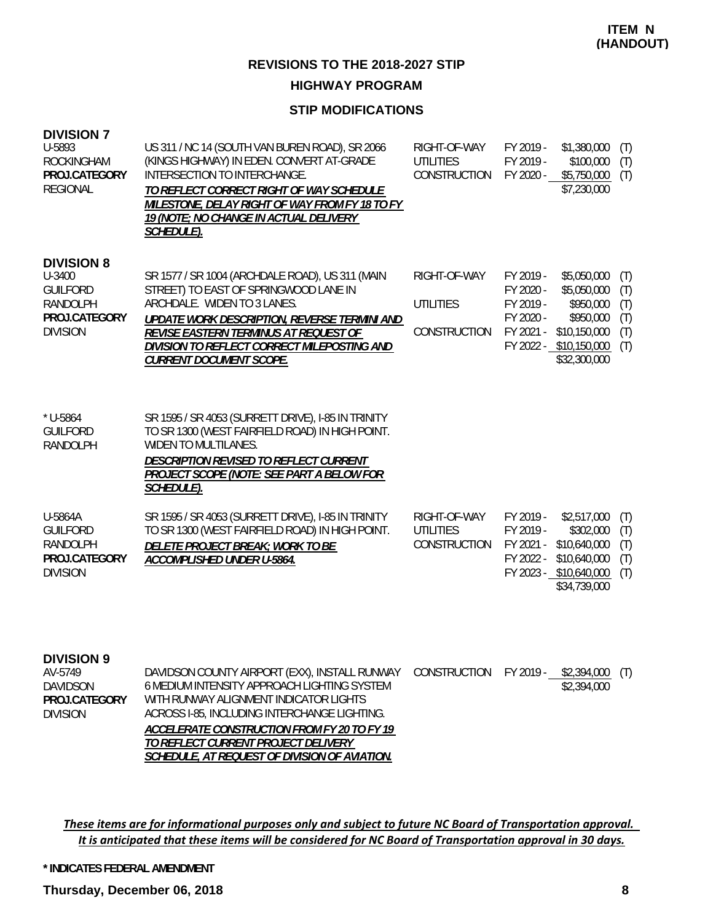**ITEM N (HANDOUT)**

## REVISIONS TO THE 2018-2027 STIP

### HIGHWAY PROGRAM

### STIP MODIFICATIONS

**DIVISION 7**

| | | | | | |
|---|---|---|---|---|---|
| U-5893<br>ROCKINGHAM<br>**PROJ.CATEGORY**<br>REGIONAL | US 311 / NC 14 (SOUTH VAN BUREN ROAD), SR 2066 (KINGS HIGHWAY) IN EDEN. CONVERT AT-GRADE INTERSECTION TO INTERCHANGE.<br>***TO REFLECT CORRECT RIGHT OF WAY SCHEDULE MILESTONE, DELAY RIGHT OF WAY FROM FY 18 TO FY 19 (NOTE; NO CHANGE IN ACTUAL DELIVERY SCHEDULE).*** | RIGHT-OF-WAY<br>UTILITIES<br>CONSTRUCTION | FY 2019 -<br>FY 2019 -<br>FY 2020 - | \$1,380,000<br>\$100,000<br>\$5,750,000<br>\$7,230,000 | (T)<br>(T)<br>(T) |

**DIVISION 8**

| | | | | | |
|---|---|---|---|---|---|
| U-3400<br>GUILFORD<br>RANDOLPH<br>**PROJ.CATEGORY**<br>DIVISION | SR 1577 / SR 1004 (ARCHDALE ROAD), US 311 (MAIN STREET) TO EAST OF SPRINGWOOD LANE IN ARCHDALE. WIDEN TO 3 LANES.<br>***UPDATE WORK DESCRIPTION, REVERSE TERMINI AND REVISE EASTERN TERMINUS AT REQUEST OF DIVISION TO REFLECT CORRECT MILEPOSTING AND CURRENT DOCUMENT SCOPE.*** | RIGHT-OF-WAY<br><br>UTILITIES<br><br>CONSTRUCTION | FY 2019 -<br>FY 2020 -<br>FY 2019 -<br>FY 2020 -<br>FY 2021 -<br>FY 2022 - | \$5,050,000<br>\$5,050,000<br>\$950,000<br>\$950,000<br>\$10,150,000<br>\$10,150,000<br>\$32,300,000 | (T)<br>(T)<br>(T)<br>(T)<br>(T)<br>(T) |
| * U-5864<br>GUILFORD<br>RANDOLPH | SR 1595 / SR 4053 (SURRETT DRIVE), I-85 IN TRINITY TO SR 1300 (WEST FAIRFIELD ROAD) IN HIGH POINT. WIDEN TO MULTILANES.<br>***DESCRIPTION REVISED TO REFLECT CURRENT PROJECT SCOPE (NOTE: SEE PART A BELOW FOR SCHEDULE).*** | | | | |
| U-5864A<br>GUILFORD<br>RANDOLPH<br>**PROJ.CATEGORY**<br>DIVISION | SR 1595 / SR 4053 (SURRETT DRIVE), I-85 IN TRINITY TO SR 1300 (WEST FAIRFIELD ROAD) IN HIGH POINT.<br>***DELETE PROJECT BREAK; WORK TO BE ACCOMPLISHED UNDER U-5864.*** | RIGHT-OF-WAY<br>UTILITIES<br>CONSTRUCTION | FY 2019 -<br>FY 2019 -<br>FY 2021 -<br>FY 2022 -<br>FY 2023 - | \$2,517,000<br>\$302,000<br>\$10,640,000<br>\$10,640,000<br>\$10,640,000<br>\$34,739,000 | (T)<br>(T)<br>(T)<br>(T)<br>(T) |

**DIVISION 9**

| | | | | | |
|---|---|---|---|---|---|
| AV-5749<br>DAVIDSON<br>**PROJ.CATEGORY**<br>DIVISION | DAVIDSON COUNTY AIRPORT (EXX), INSTALL RUNWAY 6 MEDIUM INTENSITY APPROACH LIGHTING SYSTEM WITH RUNWAY ALIGNMENT INDICATOR LIGHTS ACROSS I-85, INCLUDING INTERCHANGE LIGHTING.<br>***ACCELERATE CONSTRUCTION FROM FY 20 TO FY 19 TO REFLECT CURRENT PROJECT DELIVERY SCHEDULE, AT REQUEST OF DIVISION OF AVIATION.*** | CONSTRUCTION | FY 2019 - | \$2,394,000<br>\$2,394,000 | (T) |

*These items are for informational purposes only and subject to future NC Board of Transportation approval. It is anticipated that these items will be considered for NC Board of Transportation approval in 30 days.*

**\* INDICATES FEDERAL AMENDMENT**

**Thursday, December 06, 2018**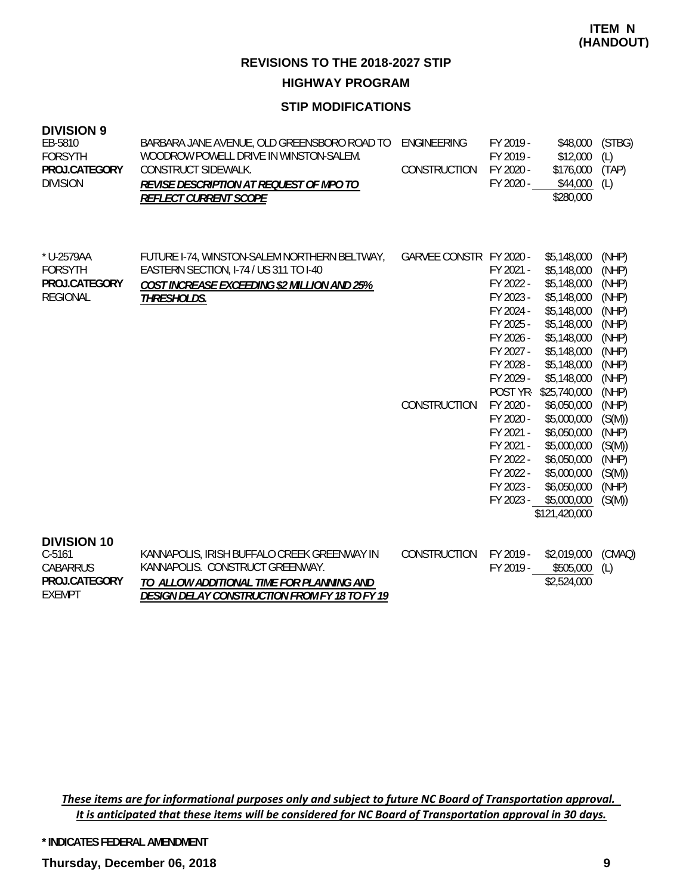**ITEM N (HANDOUT)**

## REVISIONS TO THE 2018-2027 STIP

### HIGHWAY PROGRAM

### STIP MODIFICATIONS

**DIVISION 9**

| Project | Description | Work Type | Fiscal Year | Amount | Fund |
|---|---|---|---|---|---|
| EB-5810<br>FORSYTH<br>**PROJ.CATEGORY**<br>DIVISION | BARBARA JANE AVENUE, OLD GREENSBORO ROAD TO WOODROW POWELL DRIVE IN WINSTON-SALEM. CONSTRUCT SIDEWALK.<br>***REVISE DESCRIPTION AT REQUEST OF MPO TO REFLECT CURRENT SCOPE*** | ENGINEERING | FY 2019 - | $48,000 | (STBG) |
| | | | FY 2019 - | $12,000 | (L) |
| | | CONSTRUCTION | FY 2020 - | $176,000 | (TAP) |
| | | | FY 2020 - | $44,000 | (L) |
| | | | | $280,000 | |
| * U-2579AA<br>FORSYTH<br>**PROJ.CATEGORY**<br>REGIONAL | FUTURE I-74, WINSTON-SALEM NORTHERN BELTWAY, EASTERN SECTION, I-74 / US 311 TO I-40<br>***COST INCREASE EXCEEDING $2 MILLION AND 25% THRESHOLDS.*** | GARVEE CONSTR | FY 2020 - | $5,148,000 | (NHP) |
| | | | FY 2021 - | $5,148,000 | (NHP) |
| | | | FY 2022 - | $5,148,000 | (NHP) |
| | | | FY 2023 - | $5,148,000 | (NHP) |
| | | | FY 2024 - | $5,148,000 | (NHP) |
| | | | FY 2025 - | $5,148,000 | (NHP) |
| | | | FY 2026 - | $5,148,000 | (NHP) |
| | | | FY 2027 - | $5,148,000 | (NHP) |
| | | | FY 2028 - | $5,148,000 | (NHP) |
| | | | FY 2029 - | $5,148,000 | (NHP) |
| | | | POST YR- | $25,740,000 | (NHP) |
| | | CONSTRUCTION | FY 2020 - | $6,050,000 | (NHP) |
| | | | FY 2020 - | $5,000,000 | (S(M)) |
| | | | FY 2021 - | $6,050,000 | (NHP) |
| | | | FY 2021 - | $5,000,000 | (S(M)) |
| | | | FY 2022 - | $6,050,000 | (NHP) |
| | | | FY 2022 - | $5,000,000 | (S(M)) |
| | | | FY 2023 - | $6,050,000 | (NHP) |
| | | | FY 2023 - | $5,000,000 | (S(M)) |
| | | | | $121,420,000 | |

**DIVISION 10**

| Project | Description | Work Type | Fiscal Year | Amount | Fund |
|---|---|---|---|---|---|
| C-5161<br>CABARRUS<br>**PROJ.CATEGORY**<br>EXEMPT | KANNAPOLIS, IRISH BUFFALO CREEK GREENWAY IN KANNAPOLIS. CONSTRUCT GREENWAY.<br>***TO ALLOW ADDITIONAL TIME FOR PLANNING AND DESIGN DELAY CONSTRUCTION FROM FY 18 TO FY 19*** | CONSTRUCTION | FY 2019 - | $2,019,000 | (CMAQ) |
| | | | FY 2019 - | $505,000 | (L) |
| | | | | $2,524,000 | |

*These items are for informational purposes only and subject to future NC Board of Transportation approval. It is anticipated that these items will be considered for NC Board of Transportation approval in 30 days.*

**\* INDICATES FEDERAL AMENDMENT**

**Thursday, December 06, 2018**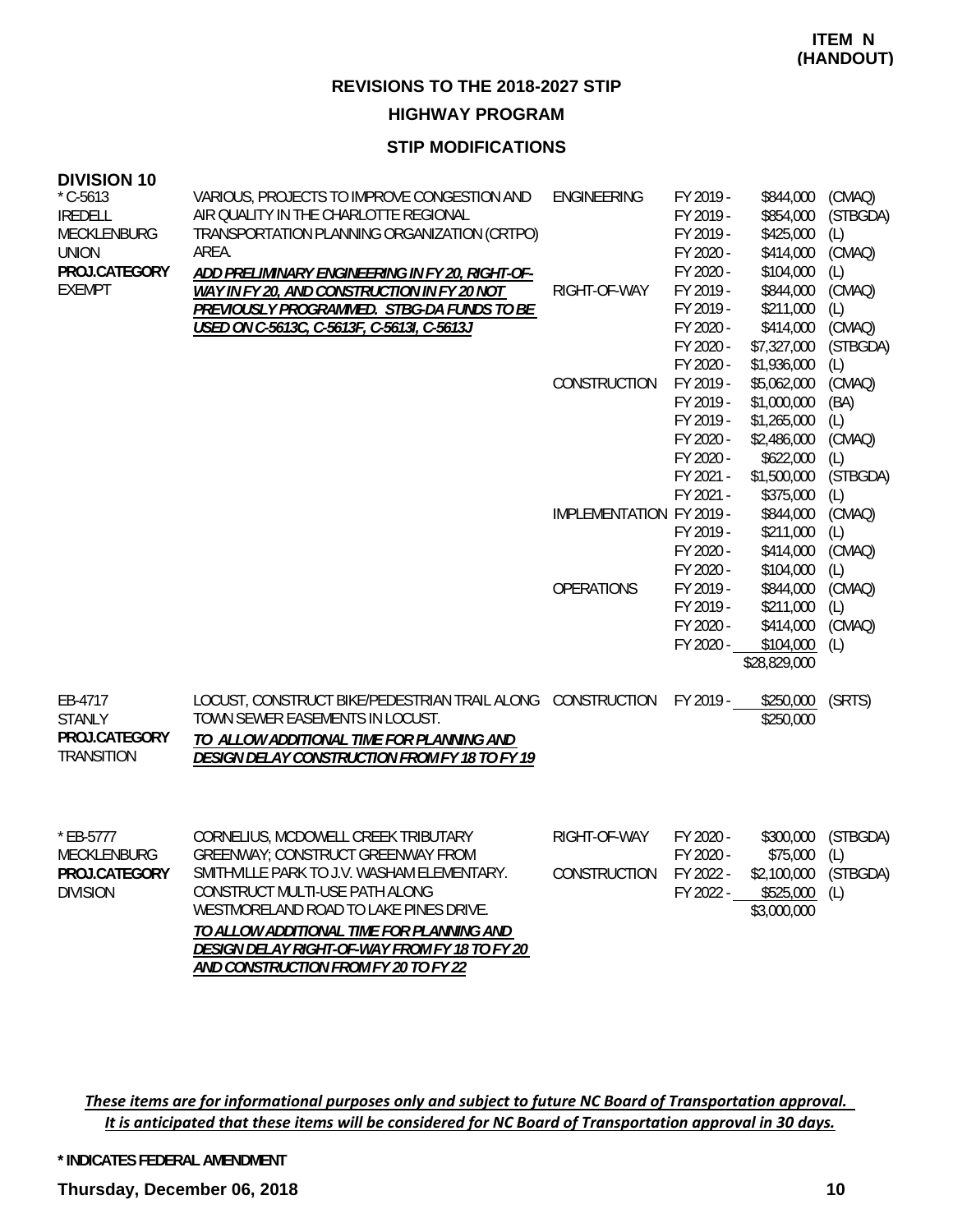**ITEM N (HANDOUT)**

## REVISIONS TO THE 2018-2027 STIP

### HIGHWAY PROGRAM

### STIP MODIFICATIONS

**DIVISION 10**

| Project | Description | Phase | Fiscal Year | Amount | Fund |
|---|---|---|---|---|---|
| * C-5613<br>IREDELL<br>MECKLENBURG<br>UNION<br>**PROJ.CATEGORY**<br>EXEMPT | VARIOUS, PROJECTS TO IMPROVE CONGESTION AND AIR QUALITY IN THE CHARLOTTE REGIONAL TRANSPORTATION PLANNING ORGANIZATION (CRTPO) AREA.<br>***ADD PRELIMINARY ENGINEERING IN FY 20, RIGHT-OF-WAY IN FY 20, AND CONSTRUCTION IN FY 20 NOT PREVIOUSLY PROGRAMMED. STBG-DA FUNDS TO BE USED ON C-5613C, C-5613F, C-5613I, C-5613J*** | ENGINEERING | FY 2019 - | $844,000 | (CMAQ) |
| | | | FY 2019 - | $854,000 | (STBGDA) |
| | | | FY 2019 - | $425,000 | (L) |
| | | | FY 2020 - | $414,000 | (CMAQ) |
| | | | FY 2020 - | $104,000 | (L) |
| | | RIGHT-OF-WAY | FY 2019 - | $844,000 | (CMAQ) |
| | | | FY 2019 - | $211,000 | (L) |
| | | | FY 2020 - | $414,000 | (CMAQ) |
| | | | FY 2020 - | $7,327,000 | (STBGDA) |
| | | | FY 2020 - | $1,936,000 | (L) |
| | | CONSTRUCTION | FY 2019 - | $5,062,000 | (CMAQ) |
| | | | FY 2019 - | $1,000,000 | (BA) |
| | | | FY 2019 - | $1,265,000 | (L) |
| | | | FY 2020 - | $2,486,000 | (CMAQ) |
| | | | FY 2020 - | $622,000 | (L) |
| | | | FY 2021 - | $1,500,000 | (STBGDA) |
| | | | FY 2021 - | $375,000 | (L) |
| | | IMPLEMENTATION | FY 2019 - | $844,000 | (CMAQ) |
| | | | FY 2019 - | $211,000 | (L) |
| | | | FY 2020 - | $414,000 | (CMAQ) |
| | | | FY 2020 - | $104,000 | (L) |
| | | OPERATIONS | FY 2019 - | $844,000 | (CMAQ) |
| | | | FY 2019 - | $211,000 | (L) |
| | | | FY 2020 - | $414,000 | (CMAQ) |
| | | | FY 2020 - | $104,000 | (L) |
| | | | | $28,829,000 | |
| EB-4717<br>STANLY<br>**PROJ.CATEGORY**<br>TRANSITION | LOCUST, CONSTRUCT BIKE/PEDESTRIAN TRAIL ALONG TOWN SEWER EASEMENTS IN LOCUST.<br>***TO ALLOW ADDITIONAL TIME FOR PLANNING AND DESIGN DELAY CONSTRUCTION FROM FY 18 TO FY 19*** | CONSTRUCTION | FY 2019 - | $250,000 | (SRTS) |
| | | | | $250,000 | |
| * EB-5777<br>MECKLENBURG<br>**PROJ.CATEGORY**<br>DIVISION | CORNELIUS, MCDOWELL CREEK TRIBUTARY GREENWAY; CONSTRUCT GREENWAY FROM SMITHVILLE PARK TO J.V. WASHAM ELEMENTARY. CONSTRUCT MULTI-USE PATH ALONG WESTMORELAND ROAD TO LAKE PINES DRIVE.<br>***TO ALLOW ADDITIONAL TIME FOR PLANNING AND DESIGN DELAY RIGHT-OF-WAY FROM FY 18 TO FY 20 AND CONSTRUCTION FROM FY 20 TO FY 22*** | RIGHT-OF-WAY | FY 2020 - | $300,000 | (STBGDA) |
| | | | FY 2020 - | $75,000 | (L) |
| | | CONSTRUCTION | FY 2022 - | $2,100,000 | (STBGDA) |
| | | | FY 2022 - | $525,000 | (L) |
| | | | | $3,000,000 | |

*These items are for informational purposes only and subject to future NC Board of Transportation approval. It is anticipated that these items will be considered for NC Board of Transportation approval in 30 days.*

**\* INDICATES FEDERAL AMENDMENT**

**Thursday, December 06, 2018**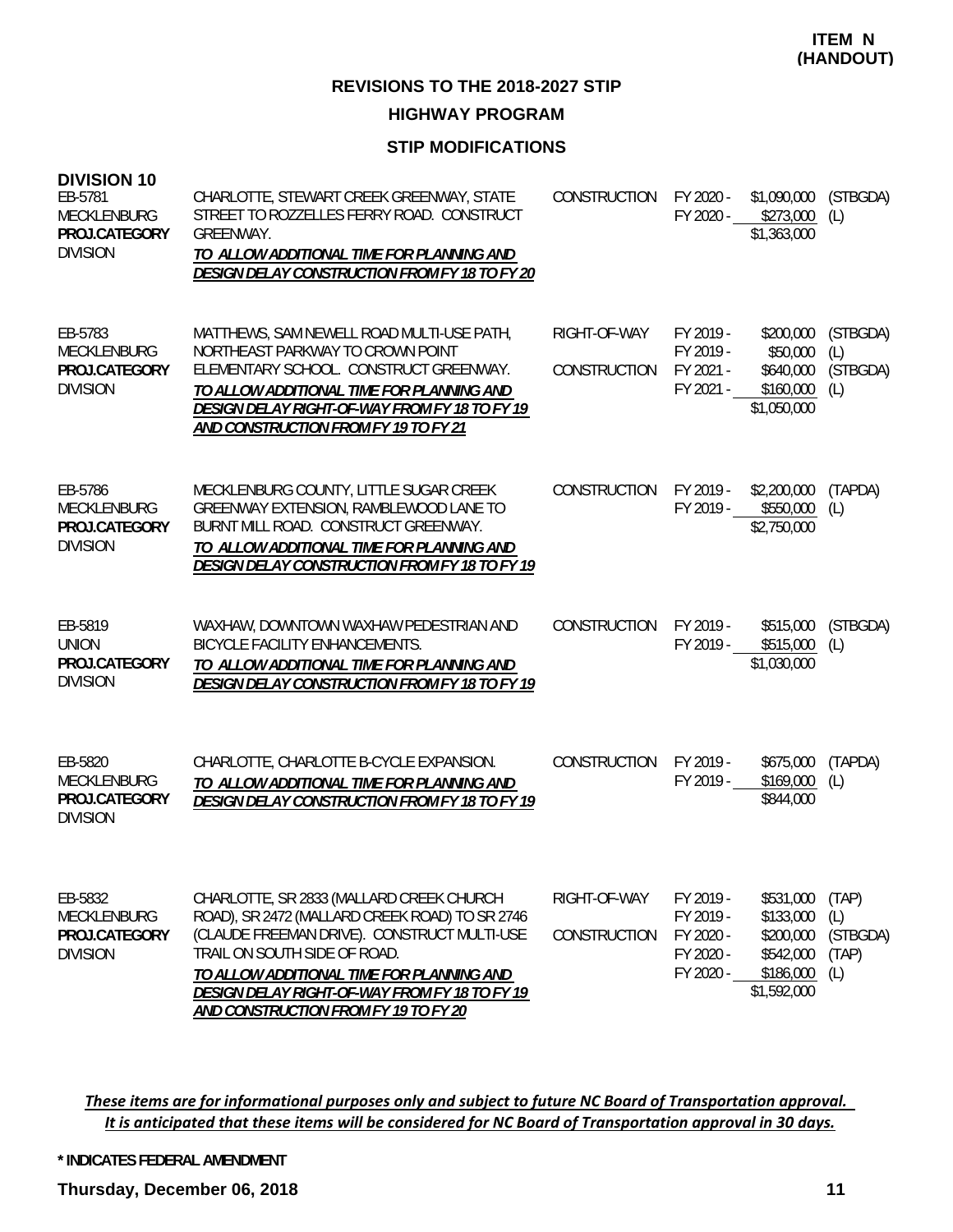**ITEM N (HANDOUT)**

## REVISIONS TO THE 2018-2027 STIP

### HIGHWAY PROGRAM

### STIP MODIFICATIONS

**DIVISION 10**

| Project | Description | Phase | Fiscal Year | Amount | Source |
|---|---|---|---|---|---|
| EB-5781<br>MECKLENBURG<br>**PROJ.CATEGORY**<br>DIVISION | CHARLOTTE, STEWART CREEK GREENWAY, STATE STREET TO ROZZELLES FERRY ROAD. CONSTRUCT GREENWAY.<br>***TO ALLOW ADDITIONAL TIME FOR PLANNING AND DESIGN DELAY CONSTRUCTION FROM FY 18 TO FY 20*** | CONSTRUCTION | FY 2020 -<br>FY 2020 - | \$1,090,000<br>\$273,000<br>\$1,363,000 | (STBGDA)<br>(L) |
| EB-5783<br>MECKLENBURG<br>**PROJ.CATEGORY**<br>DIVISION | MATTHEWS, SAM NEWELL ROAD MULTI-USE PATH, NORTHEAST PARKWAY TO CROWN POINT ELEMENTARY SCHOOL. CONSTRUCT GREENWAY.<br>***TO ALLOW ADDITIONAL TIME FOR PLANNING AND DESIGN DELAY RIGHT-OF-WAY FROM FY 18 TO FY 19 AND CONSTRUCTION FROM FY 19 TO FY 21*** | RIGHT-OF-WAY<br><br>CONSTRUCTION | FY 2019 -<br>FY 2019 -<br>FY 2021 -<br>FY 2021 - | \$200,000<br>\$50,000<br>\$640,000<br>\$160,000<br>\$1,050,000 | (STBGDA)<br>(L)<br>(STBGDA)<br>(L) |
| EB-5786<br>MECKLENBURG<br>**PROJ.CATEGORY**<br>DIVISION | MECKLENBURG COUNTY, LITTLE SUGAR CREEK GREENWAY EXTENSION, RAMBLEWOOD LANE TO BURNT MILL ROAD. CONSTRUCT GREENWAY.<br>***TO ALLOW ADDITIONAL TIME FOR PLANNING AND DESIGN DELAY CONSTRUCTION FROM FY 18 TO FY 19*** | CONSTRUCTION | FY 2019 -<br>FY 2019 - | \$2,200,000<br>\$550,000<br>\$2,750,000 | (TAPDA)<br>(L) |
| EB-5819<br>UNION<br>**PROJ.CATEGORY**<br>DIVISION | WAXHAW, DOWNTOWN WAXHAW PEDESTRIAN AND BICYCLE FACILITY ENHANCEMENTS.<br>***TO ALLOW ADDITIONAL TIME FOR PLANNING AND DESIGN DELAY CONSTRUCTION FROM FY 18 TO FY 19*** | CONSTRUCTION | FY 2019 -<br>FY 2019 - | \$515,000<br>\$515,000<br>\$1,030,000 | (STBGDA)<br>(L) |
| EB-5820<br>MECKLENBURG<br>**PROJ.CATEGORY**<br>DIVISION | CHARLOTTE, CHARLOTTE B-CYCLE EXPANSION.<br>***TO ALLOW ADDITIONAL TIME FOR PLANNING AND DESIGN DELAY CONSTRUCTION FROM FY 18 TO FY 19*** | CONSTRUCTION | FY 2019 -<br>FY 2019 - | \$675,000<br>\$169,000<br>\$844,000 | (TAPDA)<br>(L) |
| EB-5832<br>MECKLENBURG<br>**PROJ.CATEGORY**<br>DIVISION | CHARLOTTE, SR 2833 (MALLARD CREEK CHURCH ROAD), SR 2472 (MALLARD CREEK ROAD) TO SR 2746 (CLAUDE FREEMAN DRIVE). CONSTRUCT MULTI-USE TRAIL ON SOUTH SIDE OF ROAD.<br>***TO ALLOW ADDITIONAL TIME FOR PLANNING AND DESIGN DELAY RIGHT-OF-WAY FROM FY 18 TO FY 19 AND CONSTRUCTION FROM FY 19 TO FY 20*** | RIGHT-OF-WAY<br><br>CONSTRUCTION | FY 2019 -<br>FY 2019 -<br>FY 2020 -<br>FY 2020 -<br>FY 2020 - | \$531,000<br>\$133,000<br>\$200,000<br>\$542,000<br>\$186,000<br>\$1,592,000 | (TAP)<br>(L)<br>(STBGDA)<br>(TAP)<br>(L) |

***These items are for informational purposes only and subject to future NC Board of Transportation approval. It is anticipated that these items will be considered for NC Board of Transportation approval in 30 days.***

**\* INDICATES FEDERAL AMENDMENT**

**Thursday, December 06, 2018**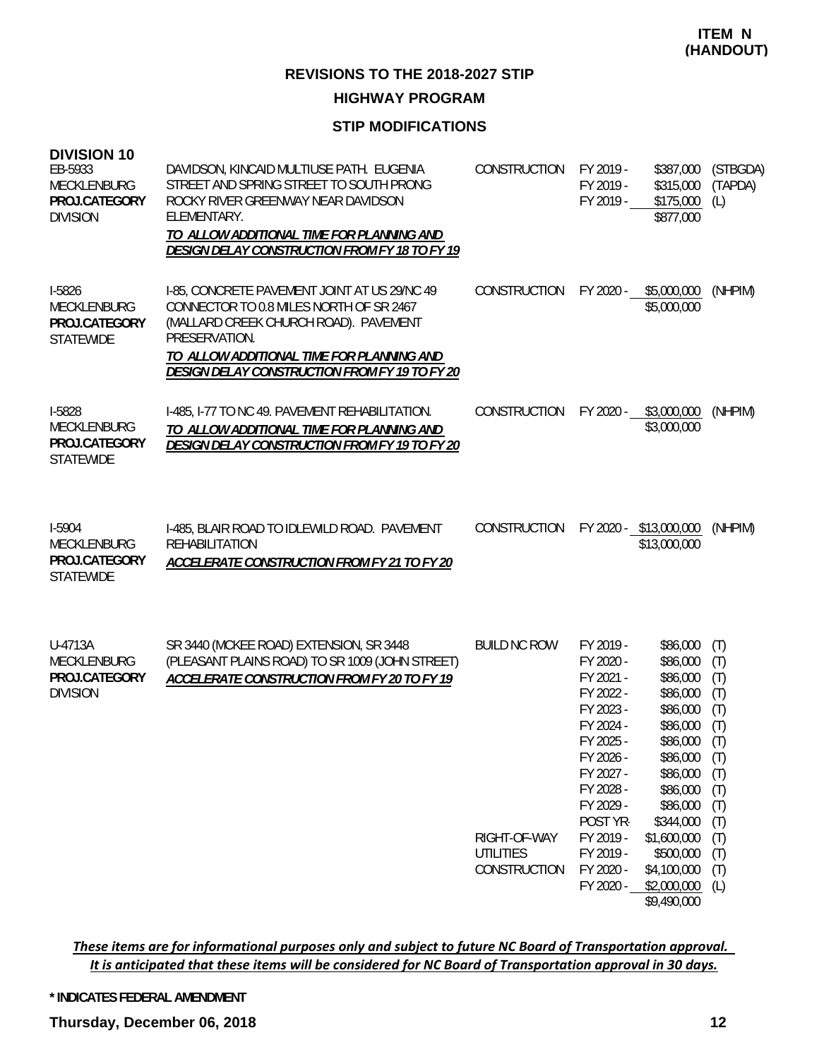**ITEM N (HANDOUT)**

## REVISIONS TO THE 2018-2027 STIP

### HIGHWAY PROGRAM

### STIP MODIFICATIONS

**DIVISION 10**

| Project | Description | Phase | FY | Amount | Fund |
|---|---|---|---|---|---|
| EB-5933<br>MECKLENBURG<br>**PROJ.CATEGORY**<br>DIVISION | DAVIDSON, KINCAID MULTIUSE PATH. EUGENIA STREET AND SPRING STREET TO SOUTH PRONG ROCKY RIVER GREENWAY NEAR DAVIDSON ELEMENTARY.<br>***TO ALLOW ADDITIONAL TIME FOR PLANNING AND DESIGN DELAY CONSTRUCTION FROM FY 18 TO FY 19*** | CONSTRUCTION | FY 2019 - | $387,000 | (STBGDA) |
| | | | FY 2019 - | $315,000 | (TAPDA) |
| | | | FY 2019 - | $175,000 | (L) |
| | | | | $877,000 | |
| I-5826<br>MECKLENBURG<br>**PROJ.CATEGORY**<br>STATEWIDE | I-85, CONCRETE PAVEMENT JOINT AT US 29/NC 49 CONNECTOR TO 0.8 MILES NORTH OF SR 2467 (MALLARD CREEK CHURCH ROAD). PAVEMENT PRESERVATION.<br>***TO ALLOW ADDITIONAL TIME FOR PLANNING AND DESIGN DELAY CONSTRUCTION FROM FY 19 TO FY 20*** | CONSTRUCTION | FY 2020 - | $5,000,000 | (NHPIM) |
| | | | | $5,000,000 | |
| I-5828<br>MECKLENBURG<br>**PROJ.CATEGORY**<br>STATEWIDE | I-485, I-77 TO NC 49. PAVEMENT REHABILITATION.<br>***TO ALLOW ADDITIONAL TIME FOR PLANNING AND DESIGN DELAY CONSTRUCTION FROM FY 19 TO FY 20*** | CONSTRUCTION | FY 2020 - | $3,000,000 | (NHPIM) |
| | | | | $3,000,000 | |
| I-5904<br>MECKLENBURG<br>**PROJ.CATEGORY**<br>STATEWIDE | I-485, BLAIR ROAD TO IDLEWILD ROAD. PAVEMENT REHABILITATION<br>***ACCELERATE CONSTRUCTION FROM FY 21 TO FY 20*** | CONSTRUCTION | FY 2020 - | $13,000,000 | (NHPIM) |
| | | | | $13,000,000 | |
| U-4713A<br>MECKLENBURG<br>**PROJ.CATEGORY**<br>DIVISION | SR 3440 (MCKEE ROAD) EXTENSION, SR 3448 (PLEASANT PLAINS ROAD) TO SR 1009 (JOHN STREET)<br>***ACCELERATE CONSTRUCTION FROM FY 20 TO FY 19*** | BUILD NC ROW | FY 2019 - | $86,000 | (T) |
| | | | FY 2020 - | $86,000 | (T) |
| | | | FY 2021 - | $86,000 | (T) |
| | | | FY 2022 - | $86,000 | (T) |
| | | | FY 2023 - | $86,000 | (T) |
| | | | FY 2024 - | $86,000 | (T) |
| | | | FY 2025 - | $86,000 | (T) |
| | | | FY 2026 - | $86,000 | (T) |
| | | | FY 2027 - | $86,000 | (T) |
| | | | FY 2028 - | $86,000 | (T) |
| | | | FY 2029 - | $86,000 | (T) |
| | | | POST YR- | $344,000 | (T) |
| | | RIGHT-OF-WAY | FY 2019 - | $1,600,000 | (T) |
| | | UTILITIES | FY 2019 - | $500,000 | (T) |
| | | CONSTRUCTION | FY 2020 - | $4,100,000 | (T) |
| | | | FY 2020 - | $2,000,000 | (L) |
| | | | | $9,490,000 | |

*These items are for informational purposes only and subject to future NC Board of Transportation approval. It is anticipated that these items will be considered for NC Board of Transportation approval in 30 days.*

**\* INDICATES FEDERAL AMENDMENT**

**Thursday, December 06, 2018**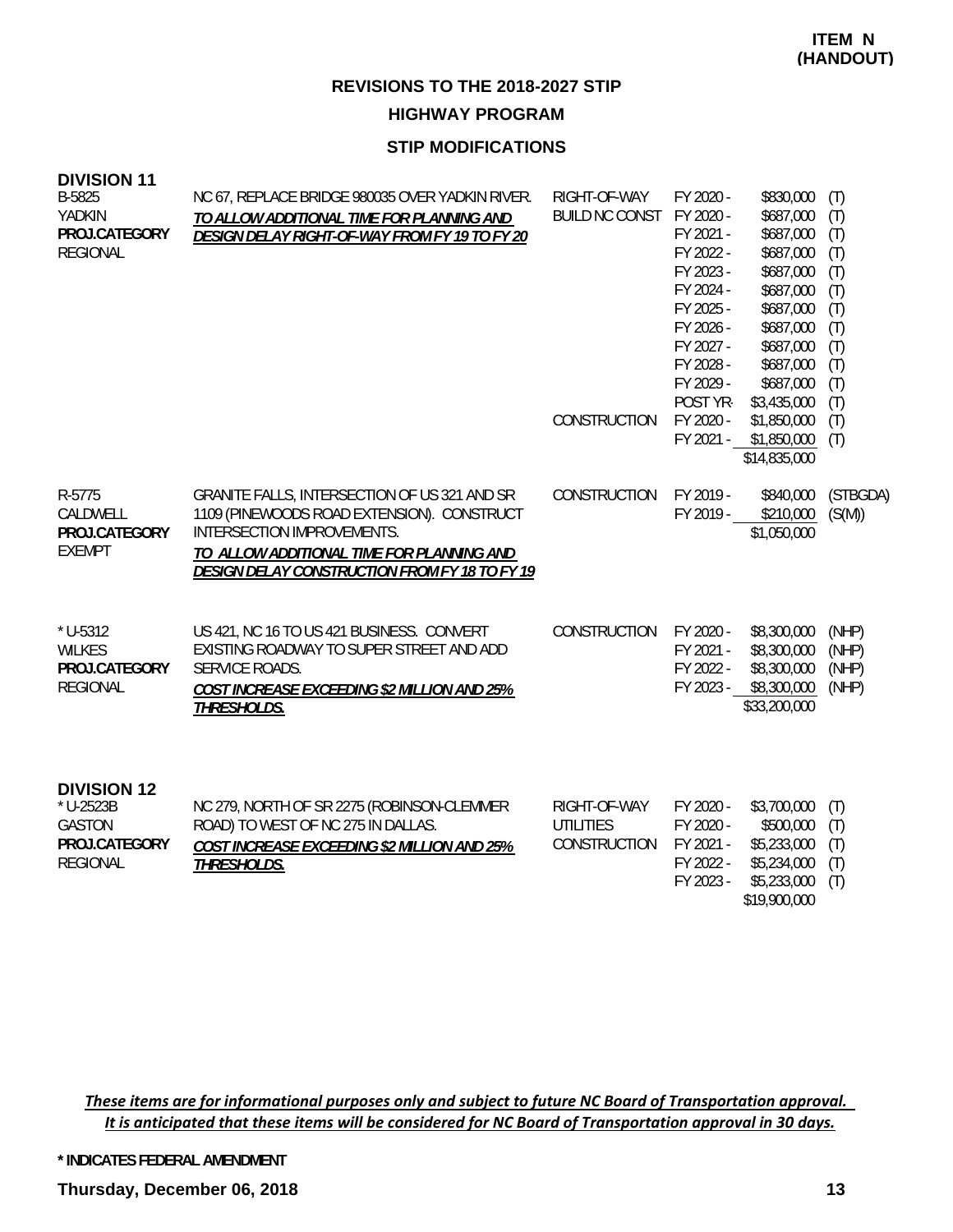**ITEM N (HANDOUT)**

## REVISIONS TO THE 2018-2027 STIP

### HIGHWAY PROGRAM

### STIP MODIFICATIONS

**DIVISION 11**

| Project | Description | Work Type | Fiscal Year | Amount | Fund |
|---|---|---|---|---|---|
| B-5825<br>YADKIN<br>**PROJ.CATEGORY**<br>REGIONAL | NC 67, REPLACE BRIDGE 980035 OVER YADKIN RIVER.<br>***TO ALLOW ADDITIONAL TIME FOR PLANNING AND DESIGN DELAY RIGHT-OF-WAY FROM FY 19 TO FY 20*** | RIGHT-OF-WAY | FY 2020 - | $830,000 | (T) |
| | | BUILD NC CONST | FY 2020 - | $687,000 | (T) |
| | | | FY 2021 - | $687,000 | (T) |
| | | | FY 2022 - | $687,000 | (T) |
| | | | FY 2023 - | $687,000 | (T) |
| | | | FY 2024 - | $687,000 | (T) |
| | | | FY 2025 - | $687,000 | (T) |
| | | | FY 2026 - | $687,000 | (T) |
| | | | FY 2027 - | $687,000 | (T) |
| | | | FY 2028 - | $687,000 | (T) |
| | | | FY 2029 - | $687,000 | (T) |
| | | | POST YR- | $3,435,000 | (T) |
| | | CONSTRUCTION | FY 2020 - | $1,850,000 | (T) |
| | | | FY 2021 - | $1,850,000 | (T) |
| | | | | $14,835,000 | |
| R-5775<br>CALDWELL<br>**PROJ.CATEGORY**<br>EXEMPT | GRANITE FALLS, INTERSECTION OF US 321 AND SR 1109 (PINEWOODS ROAD EXTENSION). CONSTRUCT INTERSECTION IMPROVEMENTS.<br>***TO ALLOW ADDITIONAL TIME FOR PLANNING AND DESIGN DELAY CONSTRUCTION FROM FY 18 TO FY 19*** | CONSTRUCTION | FY 2019 - | $840,000 | (STBGDA) |
| | | | FY 2019 - | $210,000 | (S(M)) |
| | | | | $1,050,000 | |
| * U-5312<br>WILKES<br>**PROJ.CATEGORY**<br>REGIONAL | US 421, NC 16 TO US 421 BUSINESS. CONVERT EXISTING ROADWAY TO SUPER STREET AND ADD SERVICE ROADS.<br>***COST INCREASE EXCEEDING $2 MILLION AND 25% THRESHOLDS.*** | CONSTRUCTION | FY 2020 - | $8,300,000 | (NHP) |
| | | | FY 2021 - | $8,300,000 | (NHP) |
| | | | FY 2022 - | $8,300,000 | (NHP) |
| | | | FY 2023 - | $8,300,000 | (NHP) |
| | | | | $33,200,000 | |

**DIVISION 12**

| Project | Description | Work Type | Fiscal Year | Amount | Fund |
|---|---|---|---|---|---|
| * U-2523B<br>GASTON<br>**PROJ.CATEGORY**<br>REGIONAL | NC 279, NORTH OF SR 2275 (ROBINSON-CLEMMER ROAD) TO WEST OF NC 275 IN DALLAS.<br>***COST INCREASE EXCEEDING $2 MILLION AND 25% THRESHOLDS.*** | RIGHT-OF-WAY | FY 2020 - | $3,700,000 | (T) |
| | | UTILITIES | FY 2020 - | $500,000 | (T) |
| | | CONSTRUCTION | FY 2021 - | $5,233,000 | (T) |
| | | | FY 2022 - | $5,234,000 | (T) |
| | | | FY 2023 - | $5,233,000 | (T) |
| | | | | $19,900,000 | |

*These items are for informational purposes only and subject to future NC Board of Transportation approval. It is anticipated that these items will be considered for NC Board of Transportation approval in 30 days.*

**\* INDICATES FEDERAL AMENDMENT**

**Thursday, December 06, 2018**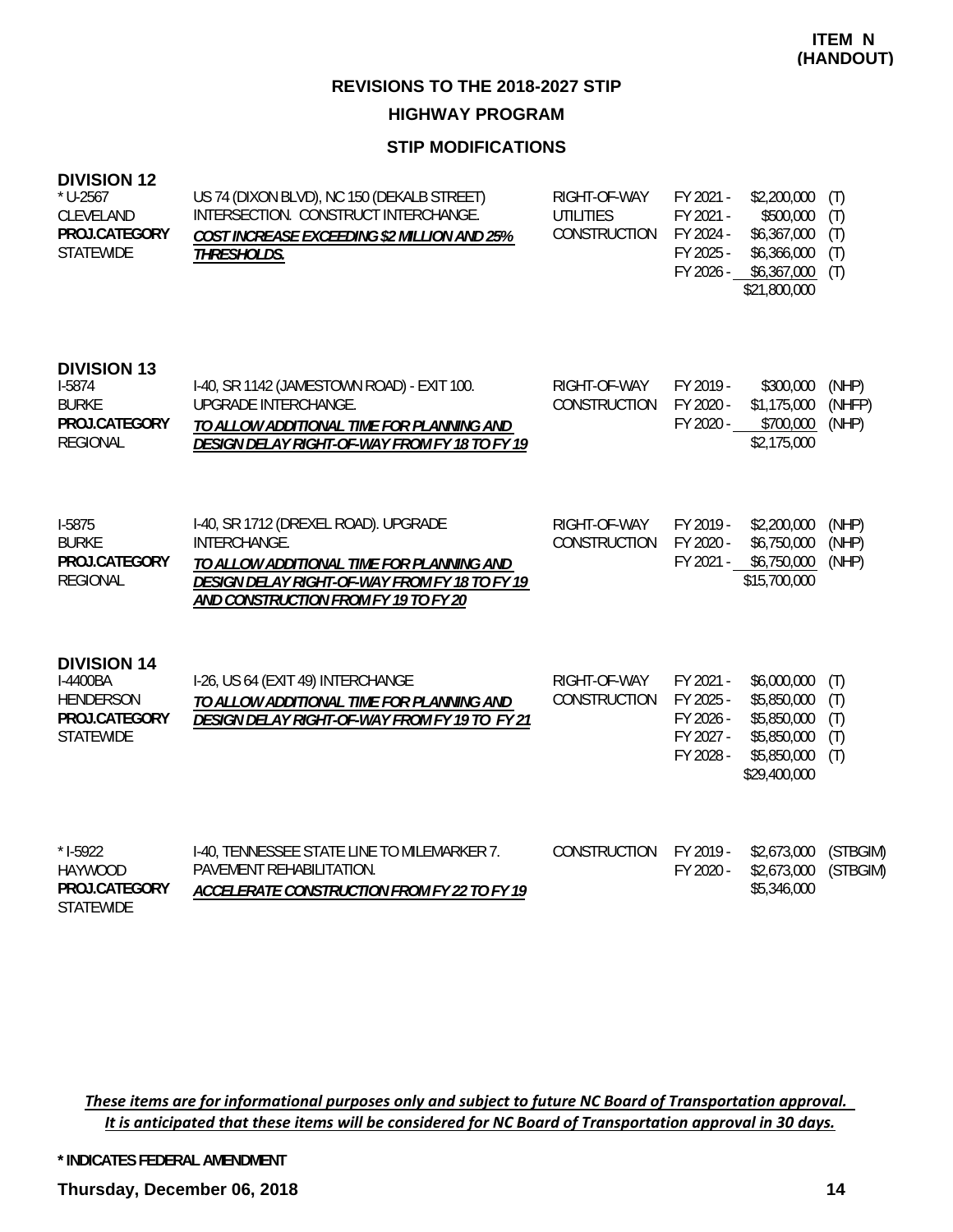**ITEM N (HANDOUT)**

## REVISIONS TO THE 2018-2027 STIP

### HIGHWAY PROGRAM

### STIP MODIFICATIONS

### DIVISION 12

| Project | Description | Phase | Fiscal Year | Amount | Fund |
|---|---|---|---|---|---|
| * U-2567<br>CLEVELAND<br>**PROJ.CATEGORY**<br>STATEWIDE | US 74 (DIXON BLVD), NC 150 (DEKALB STREET) INTERSECTION. CONSTRUCT INTERCHANGE.<br>***COST INCREASE EXCEEDING $2 MILLION AND 25% THRESHOLDS.*** | RIGHT-OF-WAY | FY 2021 - | $2,200,000 | (T) |
| | | UTILITIES | FY 2021 - | $500,000 | (T) |
| | | CONSTRUCTION | FY 2024 - | $6,367,000 | (T) |
| | | | FY 2025 - | $6,366,000 | (T) |
| | | | FY 2026 - | $6,367,000 | (T) |
| | | | | $21,800,000 | |

### DIVISION 13

| Project | Description | Phase | Fiscal Year | Amount | Fund |
|---|---|---|---|---|---|
| I-5874<br>BURKE<br>**PROJ.CATEGORY**<br>REGIONAL | I-40, SR 1142 (JAMESTOWN ROAD) - EXIT 100. UPGRADE INTERCHANGE.<br>***TO ALLOW ADDITIONAL TIME FOR PLANNING AND DESIGN DELAY RIGHT-OF-WAY FROM FY 18 TO FY 19*** | RIGHT-OF-WAY | FY 2019 - | $300,000 | (NHP) |
| | | CONSTRUCTION | FY 2020 - | $1,175,000 | (NHFP) |
| | | | FY 2020 - | $700,000 | (NHP) |
| | | | | $2,175,000 | |
| I-5875<br>BURKE<br>**PROJ.CATEGORY**<br>REGIONAL | I-40, SR 1712 (DREXEL ROAD). UPGRADE INTERCHANGE.<br>***TO ALLOW ADDITIONAL TIME FOR PLANNING AND DESIGN DELAY RIGHT-OF-WAY FROM FY 18 TO FY 19 AND CONSTRUCTION FROM FY 19 TO FY 20*** | RIGHT-OF-WAY | FY 2019 - | $2,200,000 | (NHP) |
| | | CONSTRUCTION | FY 2020 - | $6,750,000 | (NHP) |
| | | | FY 2021 - | $6,750,000 | (NHP) |
| | | | | $15,700,000 | |

### DIVISION 14

| Project | Description | Phase | Fiscal Year | Amount | Fund |
|---|---|---|---|---|---|
| I-4400BA<br>HENDERSON<br>**PROJ.CATEGORY**<br>STATEWIDE | I-26, US 64 (EXIT 49) INTERCHANGE<br>***TO ALLOW ADDITIONAL TIME FOR PLANNING AND DESIGN DELAY RIGHT-OF-WAY FROM FY 19 TO FY 21*** | RIGHT-OF-WAY | FY 2021 - | $6,000,000 | (T) |
| | | CONSTRUCTION | FY 2025 - | $5,850,000 | (T) |
| | | | FY 2026 - | $5,850,000 | (T) |
| | | | FY 2027 - | $5,850,000 | (T) |
| | | | FY 2028 - | $5,850,000 | (T) |
| | | | | $29,400,000 | |
| * I-5922<br>HAYWOOD<br>**PROJ.CATEGORY**<br>STATEWIDE | I-40, TENNESSEE STATE LINE TO MILEMARKER 7. PAVEMENT REHABILITATION.<br>***ACCELERATE CONSTRUCTION FROM FY 22 TO FY 19*** | CONSTRUCTION | FY 2019 - | $2,673,000 | (STBGIM) |
| | | | FY 2020 - | $2,673,000 | (STBGIM) |
| | | | | $5,346,000 | |

*These items are for informational purposes only and subject to future NC Board of Transportation approval. It is anticipated that these items will be considered for NC Board of Transportation approval in 30 days.*

**\* INDICATES FEDERAL AMENDMENT**

**Thursday, December 06, 2018**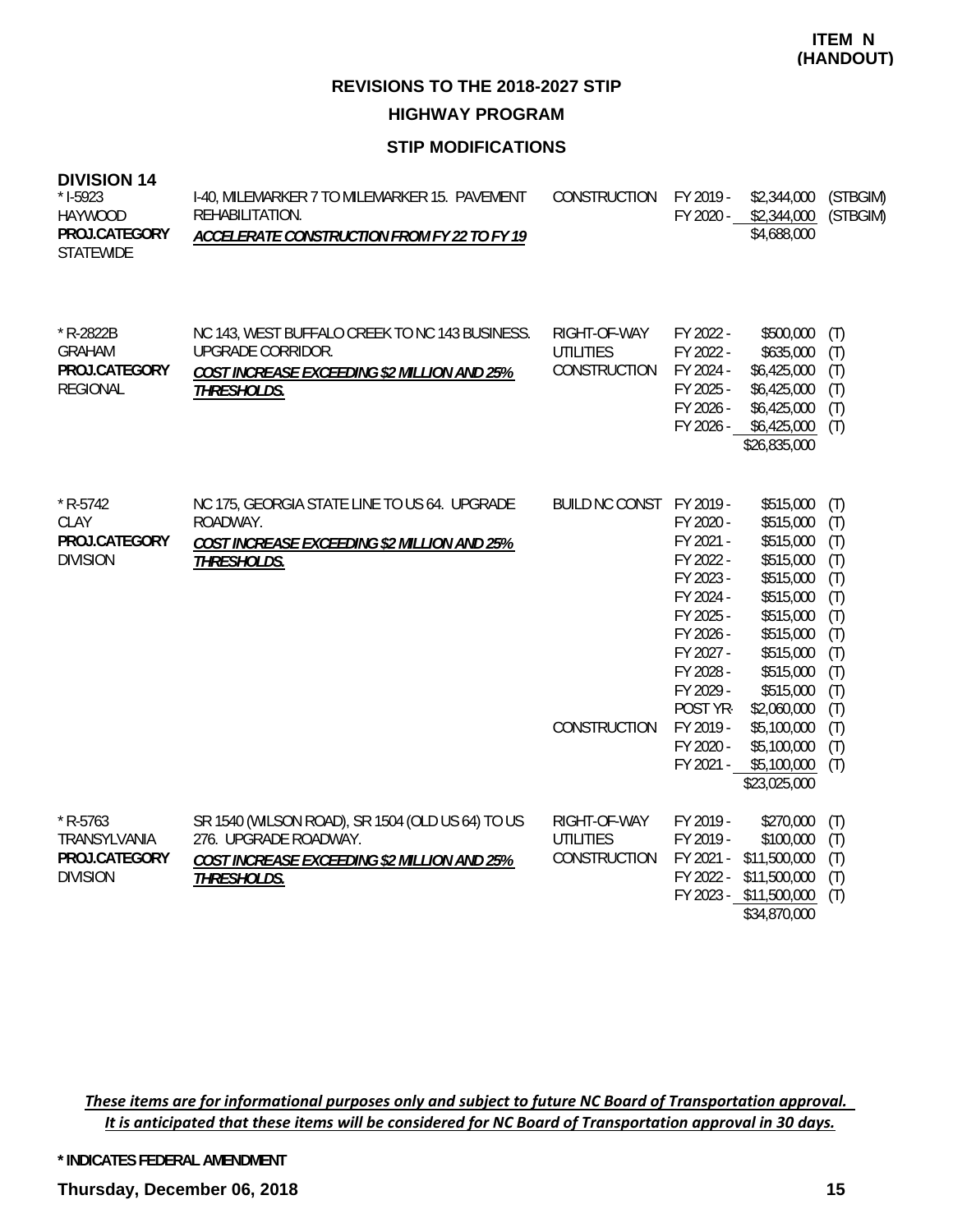**ITEM N (HANDOUT)**

## REVISIONS TO THE 2018-2027 STIP

### HIGHWAY PROGRAM

### STIP MODIFICATIONS

**DIVISION 14**

| Project | Description | Work Type | Fiscal Year | Amount | Fund |
|---|---|---|---|---|---|
| * I-5923<br>HAYWOOD<br>**PROJ.CATEGORY**<br>STATEWIDE | I-40, MILEMARKER 7 TO MILEMARKER 15. PAVEMENT REHABILITATION.<br>***ACCELERATE CONSTRUCTION FROM FY 22 TO FY 19*** | CONSTRUCTION | FY 2019 - | $2,344,000 | (STBGIM) |
| | | | FY 2020 - | $2,344,000 | (STBGIM) |
| | | | | $4,688,000 | |
| * R-2822B<br>GRAHAM<br>**PROJ.CATEGORY**<br>REGIONAL | NC 143, WEST BUFFALO CREEK TO NC 143 BUSINESS. UPGRADE CORRIDOR.<br>***COST INCREASE EXCEEDING $2 MILLION AND 25% THRESHOLDS.*** | RIGHT-OF-WAY | FY 2022 - | $500,000 | (T) |
| | | UTILITIES | FY 2022 - | $635,000 | (T) |
| | | CONSTRUCTION | FY 2024 - | $6,425,000 | (T) |
| | | | FY 2025 - | $6,425,000 | (T) |
| | | | FY 2026 - | $6,425,000 | (T) |
| | | | FY 2026 - | $6,425,000 | (T) |
| | | | | $26,835,000 | |
| * R-5742<br>CLAY<br>**PROJ.CATEGORY**<br>DIVISION | NC 175, GEORGIA STATE LINE TO US 64. UPGRADE ROADWAY.<br>***COST INCREASE EXCEEDING $2 MILLION AND 25% THRESHOLDS.*** | BUILD NC CONST | FY 2019 - | $515,000 | (T) |
| | | | FY 2020 - | $515,000 | (T) |
| | | | FY 2021 - | $515,000 | (T) |
| | | | FY 2022 - | $515,000 | (T) |
| | | | FY 2023 - | $515,000 | (T) |
| | | | FY 2024 - | $515,000 | (T) |
| | | | FY 2025 - | $515,000 | (T) |
| | | | FY 2026 - | $515,000 | (T) |
| | | | FY 2027 - | $515,000 | (T) |
| | | | FY 2028 - | $515,000 | (T) |
| | | | FY 2029 - | $515,000 | (T) |
| | | | POST YR- | $2,060,000 | (T) |
| | | CONSTRUCTION | FY 2019 - | $5,100,000 | (T) |
| | | | FY 2020 - | $5,100,000 | (T) |
| | | | FY 2021 - | $5,100,000 | (T) |
| | | | | $23,025,000 | |
| * R-5763<br>TRANSYLVANIA<br>**PROJ.CATEGORY**<br>DIVISION | SR 1540 (WILSON ROAD), SR 1504 (OLD US 64) TO US 276. UPGRADE ROADWAY.<br>***COST INCREASE EXCEEDING $2 MILLION AND 25% THRESHOLDS.*** | RIGHT-OF-WAY | FY 2019 - | $270,000 | (T) |
| | | UTILITIES | FY 2019 - | $100,000 | (T) |
| | | CONSTRUCTION | FY 2021 - | $11,500,000 | (T) |
| | | | FY 2022 - | $11,500,000 | (T) |
| | | | FY 2023 - | $11,500,000 | (T) |
| | | | | $34,870,000 | |

*These items are for informational purposes only and subject to future NC Board of Transportation approval. It is anticipated that these items will be considered for NC Board of Transportation approval in 30 days.*

**\* INDICATES FEDERAL AMENDMENT**

**Thursday, December 06, 2018**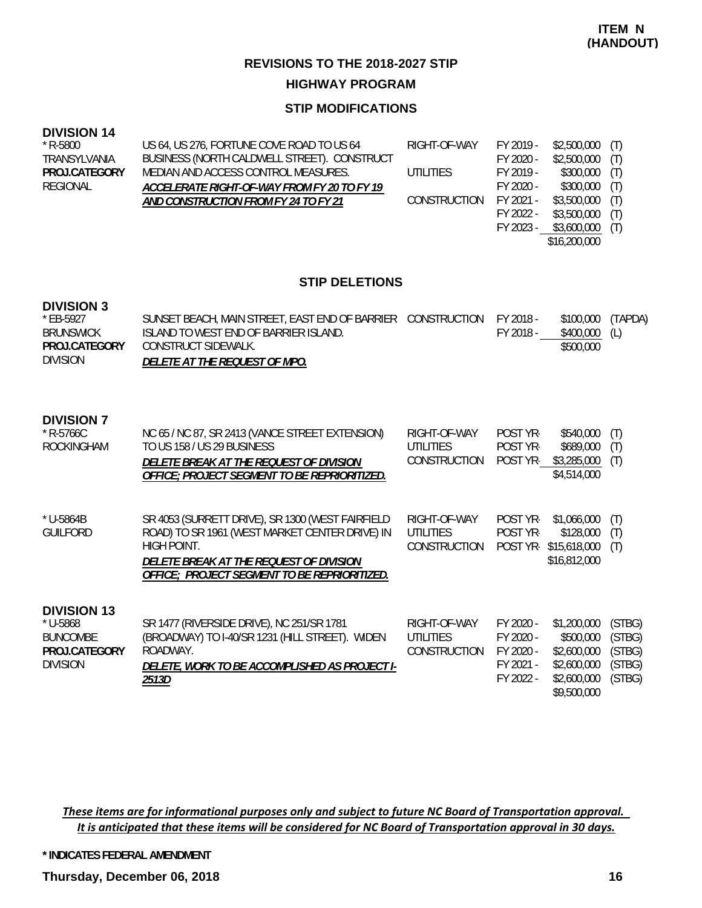**ITEM N**
**(HANDOUT)**

## REVISIONS TO THE 2018-2027 STIP

### HIGHWAY PROGRAM

### STIP MODIFICATIONS

**DIVISION 14**

| | | | | | |
|---|---|---|---|---|---|
| * R-5800<br>TRANSYLVANIA<br>**PROJ.CATEGORY**<br>REGIONAL | US 64, US 276, FORTUNE COVE ROAD TO US 64 BUSINESS (NORTH CALDWELL STREET). CONSTRUCT MEDIAN AND ACCESS CONTROL MEASURES.<br>***ACCELERATE RIGHT-OF-WAY FROM FY 20 TO FY 19 AND CONSTRUCTION FROM FY 24 TO FY 21*** | RIGHT-OF-WAY | FY 2019 - | $2,500,000 | (T) |
| | | | FY 2020 - | $2,500,000 | (T) |
| | | UTILITIES | FY 2019 - | $300,000 | (T) |
| | | | FY 2020 - | $300,000 | (T) |
| | | CONSTRUCTION | FY 2021 - | $3,500,000 | (T) |
| | | | FY 2022 - | $3,500,000 | (T) |
| | | | FY 2023 - | $3,600,000 | (T) |
| | | | | $16,200,000 | |

### STIP DELETIONS

**DIVISION 3**

| | | | | | |
|---|---|---|---|---|---|
| * EB-5927<br>BRUNSWICK<br>**PROJ.CATEGORY**<br>DIVISION | SUNSET BEACH, MAIN STREET, EAST END OF BARRIER ISLAND TO WEST END OF BARRIER ISLAND. CONSTRUCT SIDEWALK.<br>***DELETE AT THE REQUEST OF MPO.*** | CONSTRUCTION | FY 2018 - | $100,000 | (TAPDA) |
| | | | FY 2018 - | $400,000 | (L) |
| | | | | $500,000 | |

**DIVISION 7**

| | | | | | |
|---|---|---|---|---|---|
| * R-5766C<br>ROCKINGHAM | NC 65 / NC 87, SR 2413 (VANCE STREET EXTENSION) TO US 158 / US 29 BUSINESS<br>***DELETE BREAK AT THE REQUEST OF DIVISION OFFICE; PROJECT SEGMENT TO BE REPRIORITIZED.*** | RIGHT-OF-WAY | POST YR- | $540,000 | (T) |
| | | UTILITIES | POST YR- | $689,000 | (T) |
| | | CONSTRUCTION | POST YR- | $3,285,000 | (T) |
| | | | | $4,514,000 | |
| * U-5864B<br>GUILFORD | SR 4053 (SURRETT DRIVE), SR 1300 (WEST FAIRFIELD ROAD) TO SR 1961 (WEST MARKET CENTER DRIVE) IN HIGH POINT.<br>***DELETE BREAK AT THE REQUEST OF DIVISION OFFICE; PROJECT SEGMENT TO BE REPRIORITIZED.*** | RIGHT-OF-WAY | POST YR- | $1,066,000 | (T) |
| | | UTILITIES | POST YR- | $128,000 | (T) |
| | | CONSTRUCTION | POST YR- | $15,618,000 | (T) |
| | | | | $16,812,000 | |

**DIVISION 13**

| | | | | | |
|---|---|---|---|---|---|
| * U-5868<br>BUNCOMBE<br>**PROJ.CATEGORY**<br>DIVISION | SR 1477 (RIVERSIDE DRIVE), NC 251/SR 1781 (BROADWAY) TO I-40/SR 1231 (HILL STREET). WIDEN ROADWAY.<br>***DELETE, WORK TO BE ACCOMPLISHED AS PROJECT I-2513D*** | RIGHT-OF-WAY | FY 2020 - | $1,200,000 | (STBG) |
| | | UTILITIES | FY 2020 - | $500,000 | (STBG) |
| | | CONSTRUCTION | FY 2020 - | $2,600,000 | (STBG) |
| | | | FY 2021 - | $2,600,000 | (STBG) |
| | | | FY 2022 - | $2,600,000 | (STBG) |
| | | | | $9,500,000 | |

*These items are for informational purposes only and subject to future NC Board of Transportation approval. It is anticipated that these items will be considered for NC Board of Transportation approval in 30 days.*

**\* INDICATES FEDERAL AMENDMENT**

**Thursday, December 06, 2018**